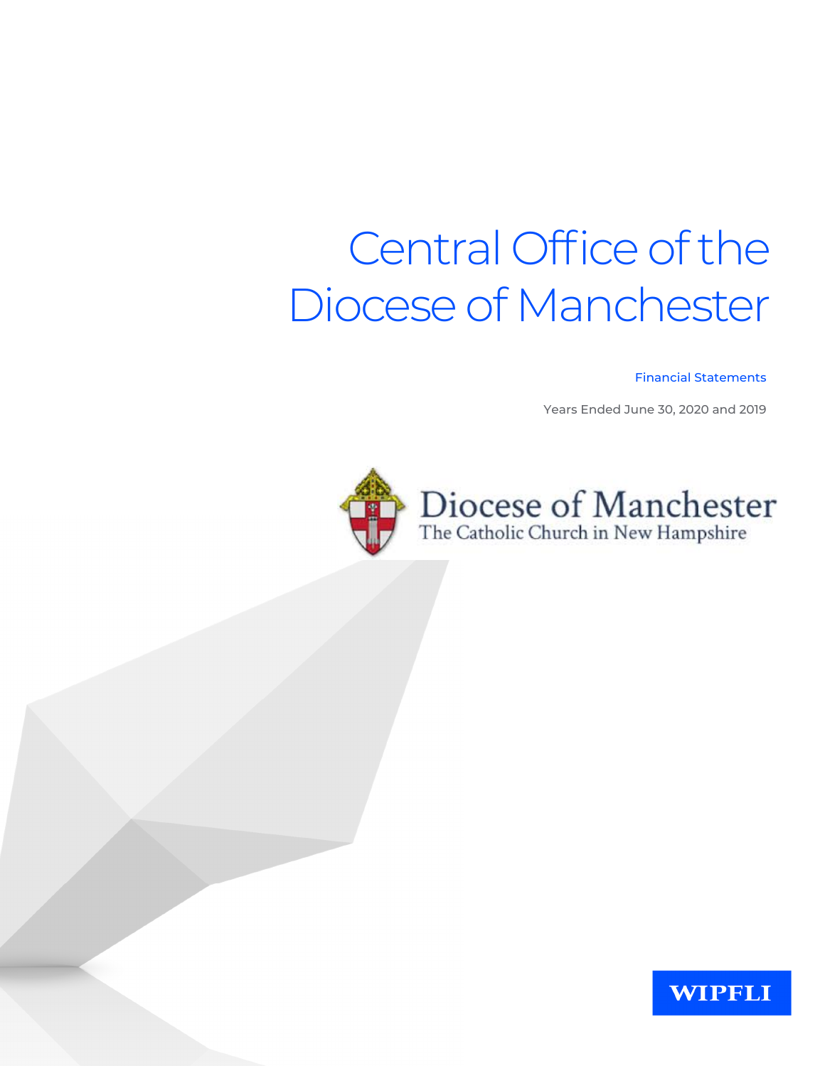# Central Office of the Diocese of Manchester

Financial Statements

Years Ended June 30, 2020 and 2019

Diocese of Manchester
The Catholic Church in New Hampshire

WIPFLI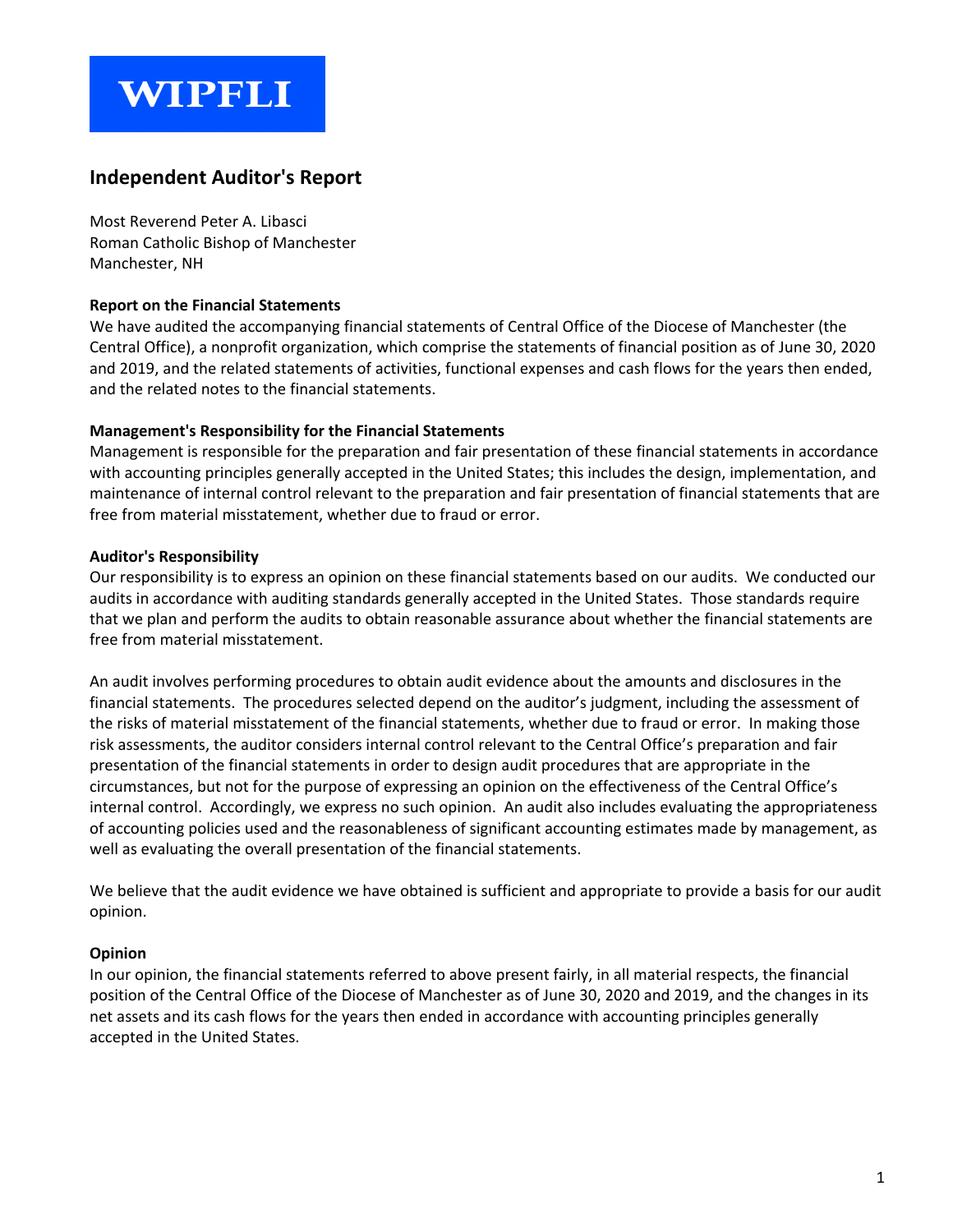WIPFLI

## Independent Auditor's Report

Most Reverend Peter A. Libasci
Roman Catholic Bishop of Manchester
Manchester, NH

### Report on the Financial Statements

We have audited the accompanying financial statements of Central Office of the Diocese of Manchester (the Central Office), a nonprofit organization, which comprise the statements of financial position as of June 30, 2020 and 2019, and the related statements of activities, functional expenses and cash flows for the years then ended, and the related notes to the financial statements.

### Management's Responsibility for the Financial Statements

Management is responsible for the preparation and fair presentation of these financial statements in accordance with accounting principles generally accepted in the United States; this includes the design, implementation, and maintenance of internal control relevant to the preparation and fair presentation of financial statements that are free from material misstatement, whether due to fraud or error.

### Auditor's Responsibility

Our responsibility is to express an opinion on these financial statements based on our audits. We conducted our audits in accordance with auditing standards generally accepted in the United States. Those standards require that we plan and perform the audits to obtain reasonable assurance about whether the financial statements are free from material misstatement.

An audit involves performing procedures to obtain audit evidence about the amounts and disclosures in the financial statements. The procedures selected depend on the auditor's judgment, including the assessment of the risks of material misstatement of the financial statements, whether due to fraud or error. In making those risk assessments, the auditor considers internal control relevant to the Central Office's preparation and fair presentation of the financial statements in order to design audit procedures that are appropriate in the circumstances, but not for the purpose of expressing an opinion on the effectiveness of the Central Office's internal control. Accordingly, we express no such opinion. An audit also includes evaluating the appropriateness of accounting policies used and the reasonableness of significant accounting estimates made by management, as well as evaluating the overall presentation of the financial statements.

We believe that the audit evidence we have obtained is sufficient and appropriate to provide a basis for our audit opinion.

### Opinion

In our opinion, the financial statements referred to above present fairly, in all material respects, the financial position of the Central Office of the Diocese of Manchester as of June 30, 2020 and 2019, and the changes in its net assets and its cash flows for the years then ended in accordance with accounting principles generally accepted in the United States.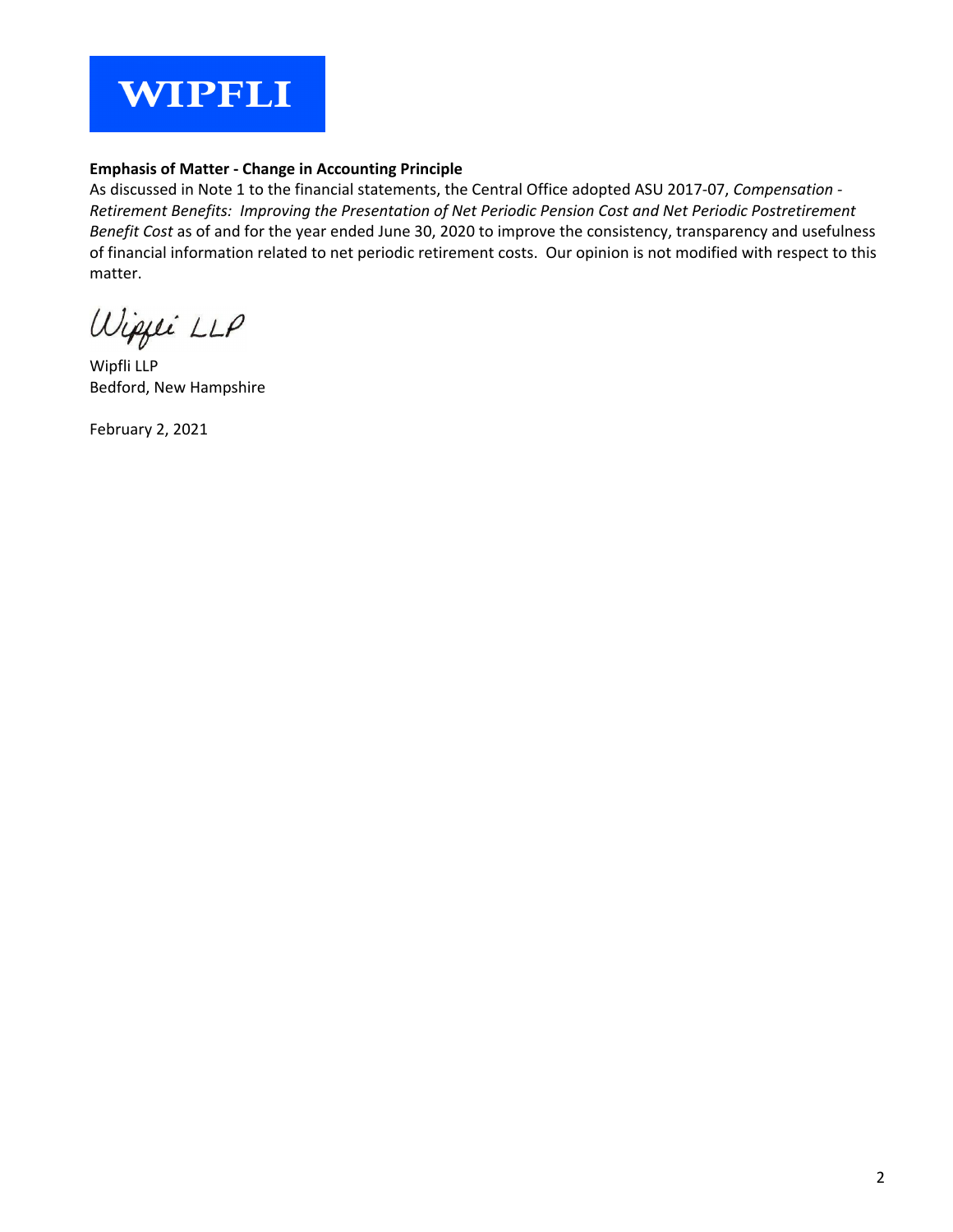WIPFLI

**Emphasis of Matter - Change in Accounting Principle**

As discussed in Note 1 to the financial statements, the Central Office adopted ASU 2017-07, *Compensation - Retirement Benefits: Improving the Presentation of Net Periodic Pension Cost and Net Periodic Postretirement Benefit Cost* as of and for the year ended June 30, 2020 to improve the consistency, transparency and usefulness of financial information related to net periodic retirement costs. Our opinion is not modified with respect to this matter.

Wipfli LLP

Wipfli LLP
Bedford, New Hampshire

February 2, 2021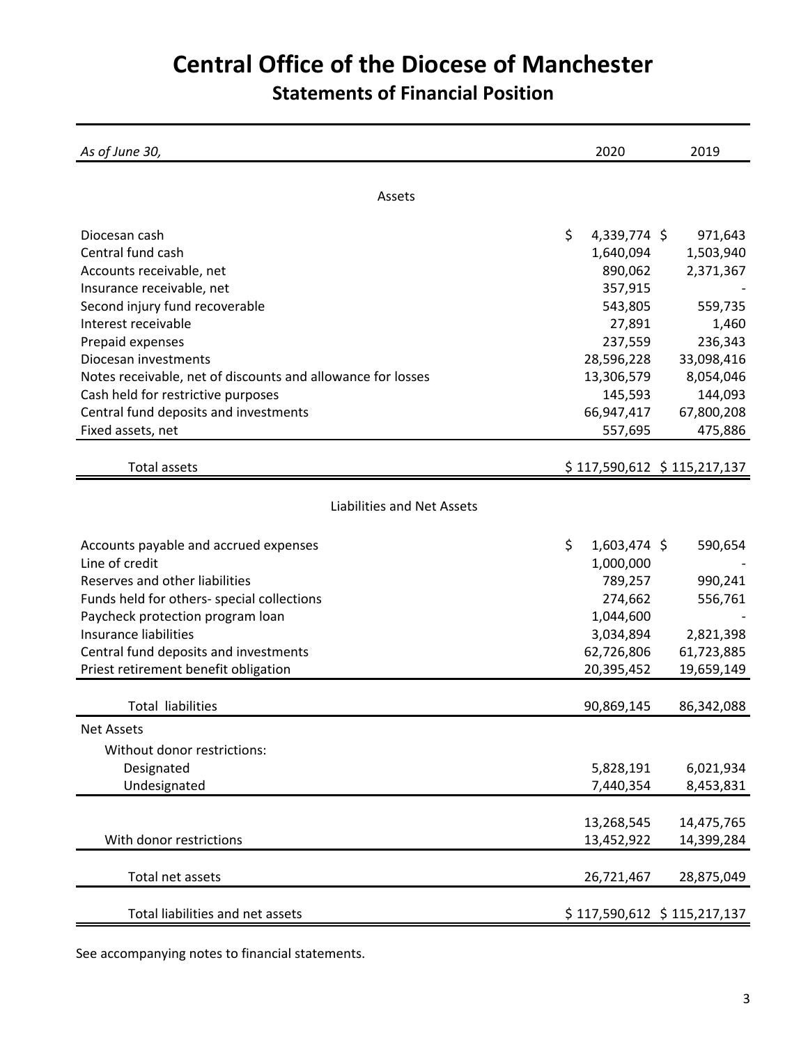# Central Office of the Diocese of Manchester

## Statements of Financial Position

| *As of June 30,* | 2020 | 2019 |
|---|---|---|
| **Assets** | | |
| Diocesan cash | $ 4,339,774 | $ 971,643 |
| Central fund cash | 1,640,094 | 1,503,940 |
| Accounts receivable, net | 890,062 | 2,371,367 |
| Insurance receivable, net | 357,915 | - |
| Second injury fund recoverable | 543,805 | 559,735 |
| Interest receivable | 27,891 | 1,460 |
| Prepaid expenses | 237,559 | 236,343 |
| Diocesan investments | 28,596,228 | 33,098,416 |
| Notes receivable, net of discounts and allowance for losses | 13,306,579 | 8,054,046 |
| Cash held for restrictive purposes | 145,593 | 144,093 |
| Central fund deposits and investments | 66,947,417 | 67,800,208 |
| Fixed assets, net | 557,695 | 475,886 |
| Total assets | $ 117,590,612 | $ 115,217,137 |
| **Liabilities and Net Assets** | | |
| Accounts payable and accrued expenses | $ 1,603,474 | $ 590,654 |
| Line of credit | 1,000,000 | - |
| Reserves and other liabilities | 789,257 | 990,241 |
| Funds held for others- special collections | 274,662 | 556,761 |
| Paycheck protection program loan | 1,044,600 | - |
| Insurance liabilities | 3,034,894 | 2,821,398 |
| Central fund deposits and investments | 62,726,806 | 61,723,885 |
| Priest retirement benefit obligation | 20,395,452 | 19,659,149 |
| Total liabilities | 90,869,145 | 86,342,088 |
| Net Assets | | |
| Without donor restrictions: | | |
| Designated | 5,828,191 | 6,021,934 |
| Undesignated | 7,440,354 | 8,453,831 |
| | 13,268,545 | 14,475,765 |
| With donor restrictions | 13,452,922 | 14,399,284 |
| Total net assets | 26,721,467 | 28,875,049 |
| Total liabilities and net assets | $ 117,590,612 | $ 115,217,137 |

See accompanying notes to financial statements.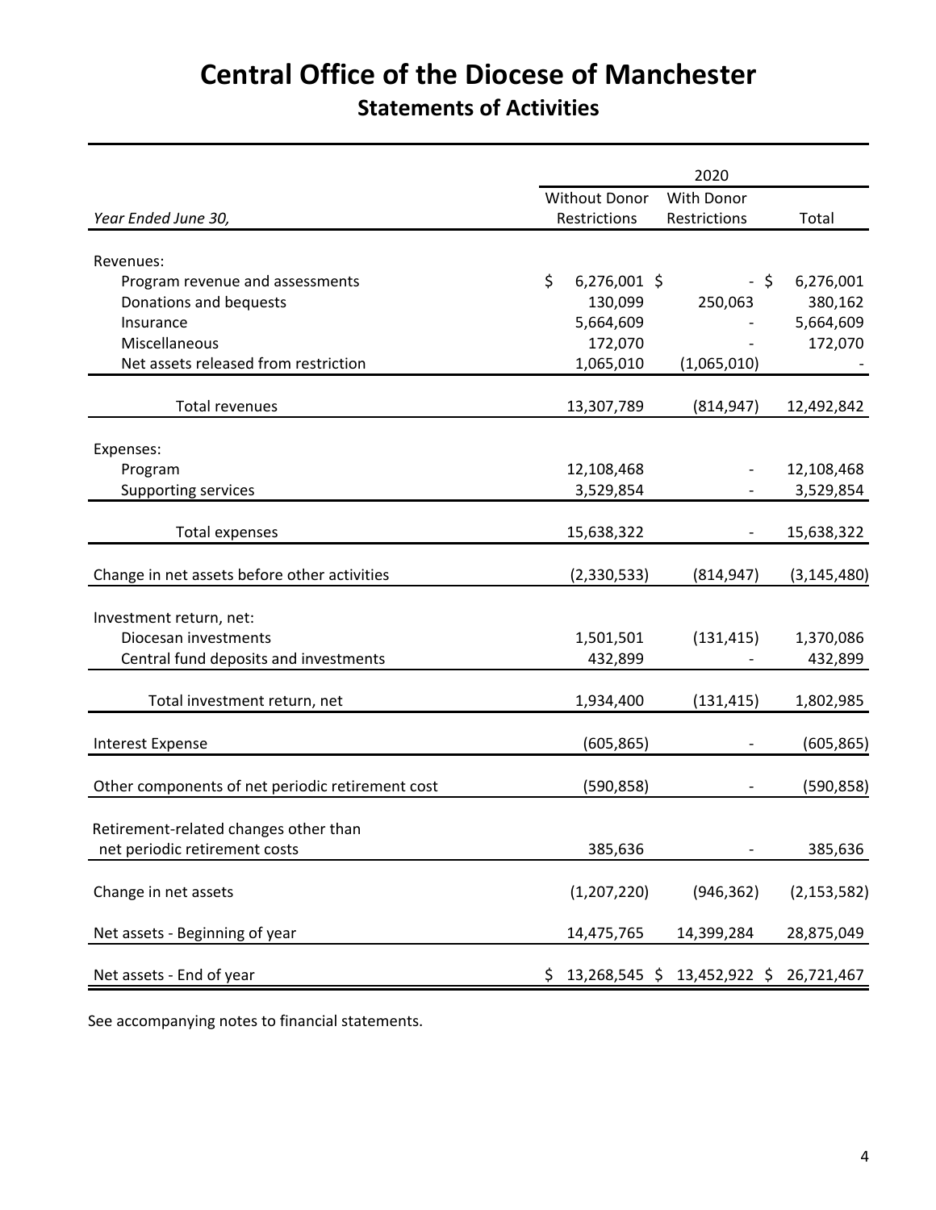# Central Office of the Diocese of Manchester

## Statements of Activities

| | 2020 | | |
|---|---|---|---|
| *Year Ended June 30,* | Without Donor Restrictions | With Donor Restrictions | Total |
| Revenues: | | | |
| Program revenue and assessments | $ 6,276,001 | $ - | $ 6,276,001 |
| Donations and bequests | 130,099 | 250,063 | 380,162 |
| Insurance | 5,664,609 | - | 5,664,609 |
| Miscellaneous | 172,070 | - | 172,070 |
| Net assets released from restriction | 1,065,010 | (1,065,010) | - |
| Total revenues | 13,307,789 | (814,947) | 12,492,842 |
| Expenses: | | | |
| Program | 12,108,468 | - | 12,108,468 |
| Supporting services | 3,529,854 | - | 3,529,854 |
| Total expenses | 15,638,322 | - | 15,638,322 |
| Change in net assets before other activities | (2,330,533) | (814,947) | (3,145,480) |
| Investment return, net: | | | |
| Diocesan investments | 1,501,501 | (131,415) | 1,370,086 |
| Central fund deposits and investments | 432,899 | - | 432,899 |
| Total investment return, net | 1,934,400 | (131,415) | 1,802,985 |
| Interest Expense | (605,865) | - | (605,865) |
| Other components of net periodic retirement cost | (590,858) | - | (590,858) |
| Retirement-related changes other than net periodic retirement costs | 385,636 | - | 385,636 |
| Change in net assets | (1,207,220) | (946,362) | (2,153,582) |
| Net assets - Beginning of year | 14,475,765 | 14,399,284 | 28,875,049 |
| Net assets - End of year | $ 13,268,545 | $ 13,452,922 | $ 26,721,467 |

See accompanying notes to financial statements.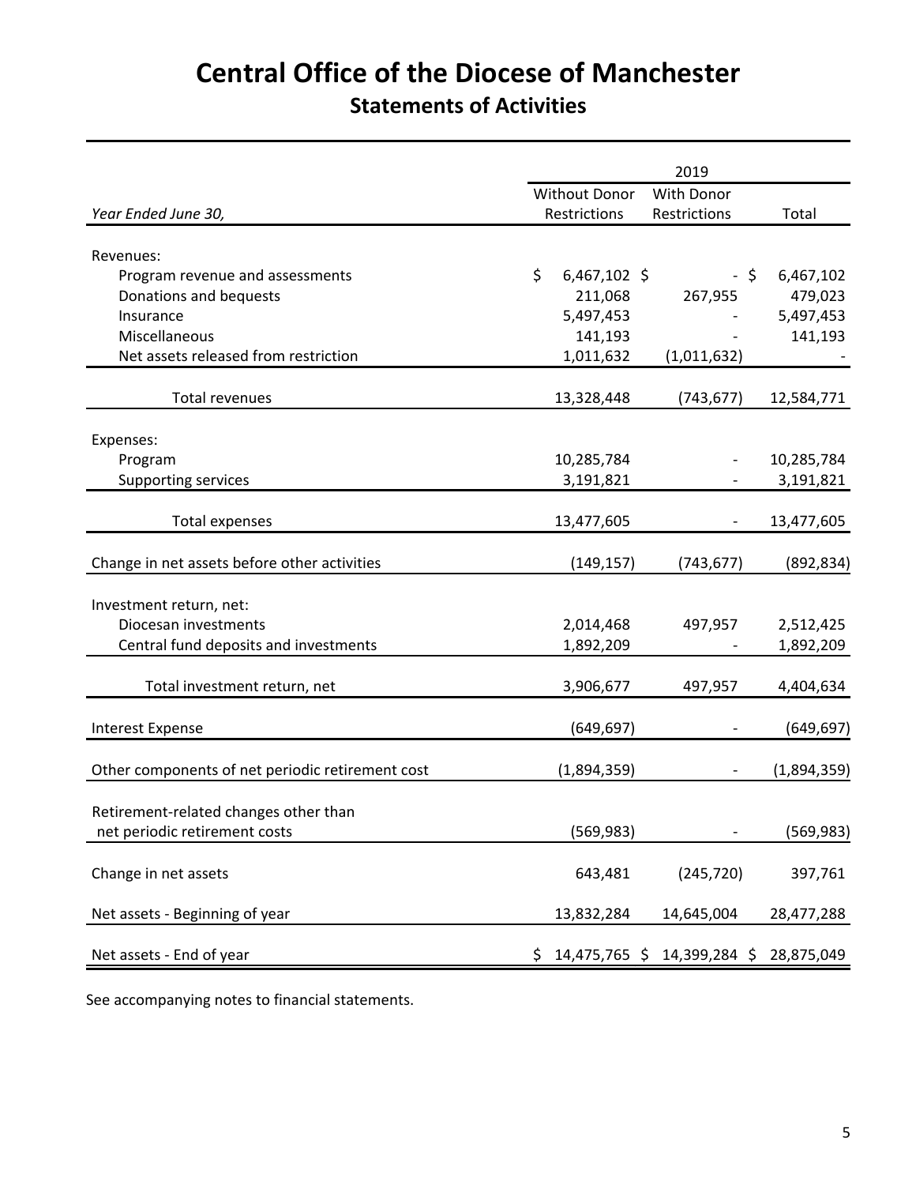# Central Office of the Diocese of Manchester

## Statements of Activities

| | 2019 | | |
|---|---|---|---|
| *Year Ended June 30,* | Without Donor Restrictions | With Donor Restrictions | Total |
| Revenues: | | | |
| Program revenue and assessments | $ 6,467,102 | $ - | $ 6,467,102 |
| Donations and bequests | 211,068 | 267,955 | 479,023 |
| Insurance | 5,497,453 | - | 5,497,453 |
| Miscellaneous | 141,193 | - | 141,193 |
| Net assets released from restriction | 1,011,632 | (1,011,632) | - |
| Total revenues | 13,328,448 | (743,677) | 12,584,771 |
| Expenses: | | | |
| Program | 10,285,784 | - | 10,285,784 |
| Supporting services | 3,191,821 | - | 3,191,821 |
| Total expenses | 13,477,605 | - | 13,477,605 |
| Change in net assets before other activities | (149,157) | (743,677) | (892,834) |
| Investment return, net: | | | |
| Diocesan investments | 2,014,468 | 497,957 | 2,512,425 |
| Central fund deposits and investments | 1,892,209 | - | 1,892,209 |
| Total investment return, net | 3,906,677 | 497,957 | 4,404,634 |
| Interest Expense | (649,697) | - | (649,697) |
| Other components of net periodic retirement cost | (1,894,359) | - | (1,894,359) |
| Retirement-related changes other than net periodic retirement costs | (569,983) | - | (569,983) |
| Change in net assets | 643,481 | (245,720) | 397,761 |
| Net assets - Beginning of year | 13,832,284 | 14,645,004 | 28,477,288 |
| Net assets - End of year | $ 14,475,765 | $ 14,399,284 | $ 28,875,049 |

See accompanying notes to financial statements.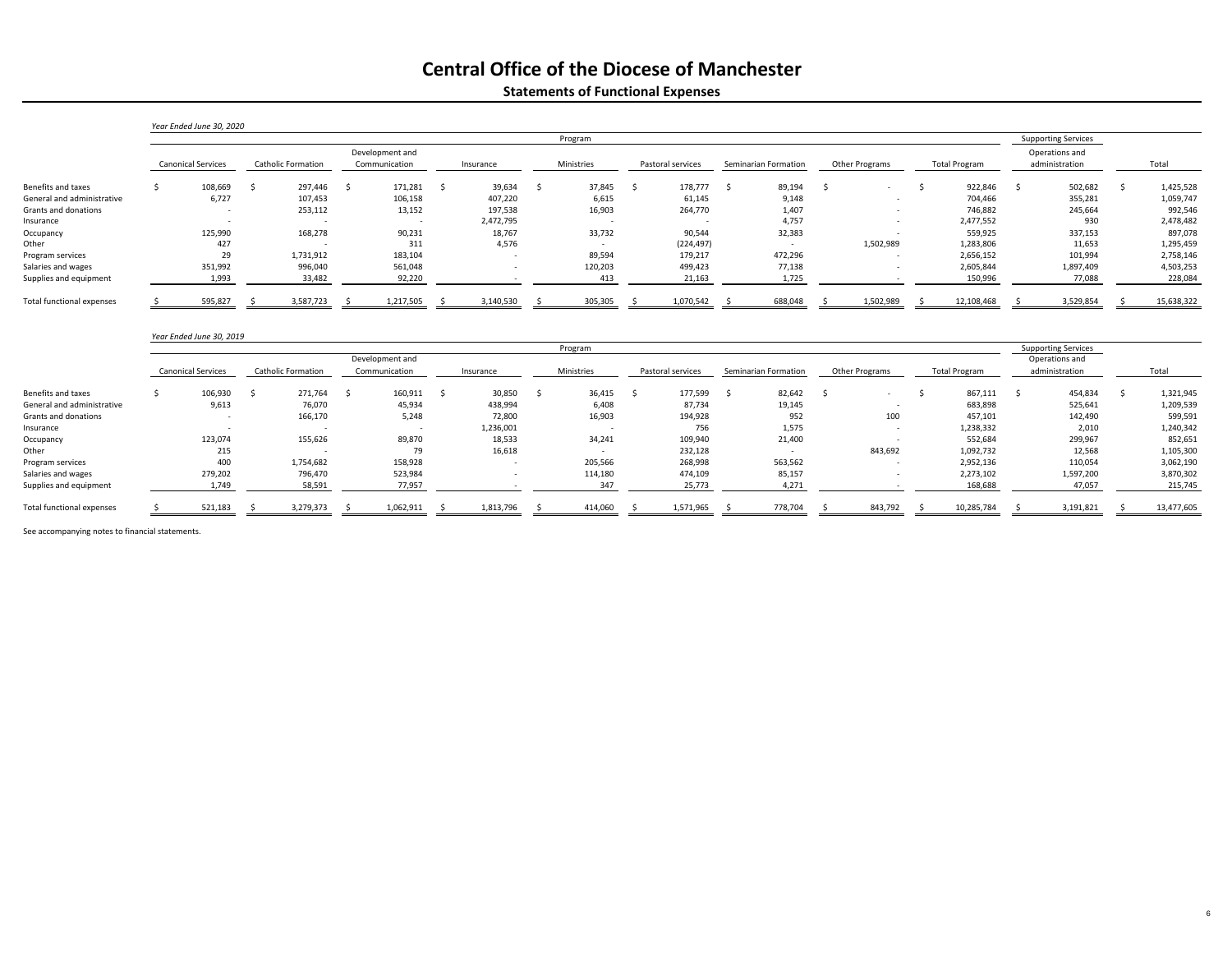# Central Office of the Diocese of Manchester

## Statements of Functional Expenses

*Year Ended June 30, 2020*

| | Program | | | | | | | | | Supporting Services | |
|---|---|---|---|---|---|---|---|---|---|---|---|
| | Canonical Services | Catholic Formation | Development and Communication | Insurance | Ministries | Pastoral services | Seminarian Formation | Other Programs | Total Program | Operations and administration | Total |
| Benefits and taxes | $ 108,669 | $ 297,446 | $ 171,281 | $ 39,634 | $ 37,845 | $ 178,777 | $ 89,194 | $ - | $ 922,846 | $ 502,682 | $ 1,425,528 |
| General and administrative | 6,727 | 107,453 | 106,158 | 407,220 | 6,615 | 61,145 | 9,148 | - | 704,466 | 355,281 | 1,059,747 |
| Grants and donations | - | 253,112 | 13,152 | 197,538 | 16,903 | 264,770 | 1,407 | - | 746,882 | 245,664 | 992,546 |
| Insurance | - | - | - | 2,472,795 | - | - | 4,757 | - | 2,477,552 | 930 | 2,478,482 |
| Occupancy | 125,990 | 168,278 | 90,231 | 18,767 | 33,732 | 90,544 | 32,383 | - | 559,925 | 337,153 | 897,078 |
| Other | 427 | - | 311 | 4,576 | - | (224,497) | - | 1,502,989 | 1,283,806 | 11,653 | 1,295,459 |
| Program services | 29 | 1,731,912 | 183,104 | - | 89,594 | 179,217 | 472,296 | - | 2,656,152 | 101,994 | 2,758,146 |
| Salaries and wages | 351,992 | 996,040 | 561,048 | - | 120,203 | 499,423 | 77,138 | - | 2,605,844 | 1,897,409 | 4,503,253 |
| Supplies and equipment | 1,993 | 33,482 | 92,220 | - | 413 | 21,163 | 1,725 | - | 150,996 | 77,088 | 228,084 |
| Total functional expenses | $ 595,827 | $ 3,587,723 | $ 1,217,505 | $ 3,140,530 | $ 305,305 | $ 1,070,542 | $ 688,048 | $ 1,502,989 | $ 12,108,468 | $ 3,529,854 | $ 15,638,322 |

*Year Ended June 30, 2019*

| | Program | | | | | | | | | Supporting Services | |
|---|---|---|---|---|---|---|---|---|---|---|---|
| | Canonical Services | Catholic Formation | Development and Communication | Insurance | Ministries | Pastoral services | Seminarian Formation | Other Programs | Total Program | Operations and administration | Total |
| Benefits and taxes | $ 106,930 | $ 271,764 | $ 160,911 | $ 30,850 | $ 36,415 | $ 177,599 | $ 82,642 | $ - | $ 867,111 | $ 454,834 | $ 1,321,945 |
| General and administrative | 9,613 | 76,070 | 45,934 | 438,994 | 6,408 | 87,734 | 19,145 | - | 683,898 | 525,641 | 1,209,539 |
| Grants and donations | - | 166,170 | 5,248 | 72,800 | 16,903 | 194,928 | 952 | 100 | 457,101 | 142,490 | 599,591 |
| Insurance | - | - | - | 1,236,001 | - | 756 | 1,575 | - | 1,238,332 | 2,010 | 1,240,342 |
| Occupancy | 123,074 | 155,626 | 89,870 | 18,533 | 34,241 | 109,940 | 21,400 | - | 552,684 | 299,967 | 852,651 |
| Other | 215 | - | 79 | 16,618 | - | 232,128 | - | 843,692 | 1,092,732 | 12,568 | 1,105,300 |
| Program services | 400 | 1,754,682 | 158,928 | - | 205,566 | 268,998 | 563,562 | - | 2,952,136 | 110,054 | 3,062,190 |
| Salaries and wages | 279,202 | 796,470 | 523,984 | - | 114,180 | 474,109 | 85,157 | - | 2,273,102 | 1,597,200 | 3,870,302 |
| Supplies and equipment | 1,749 | 58,591 | 77,957 | - | 347 | 25,773 | 4,271 | - | 168,688 | 47,057 | 215,745 |
| Total functional expenses | $ 521,183 | $ 3,279,373 | $ 1,062,911 | $ 1,813,796 | $ 414,060 | $ 1,571,965 | $ 778,704 | $ 843,792 | $ 10,285,784 | $ 3,191,821 | $ 13,477,605 |

See accompanying notes to financial statements.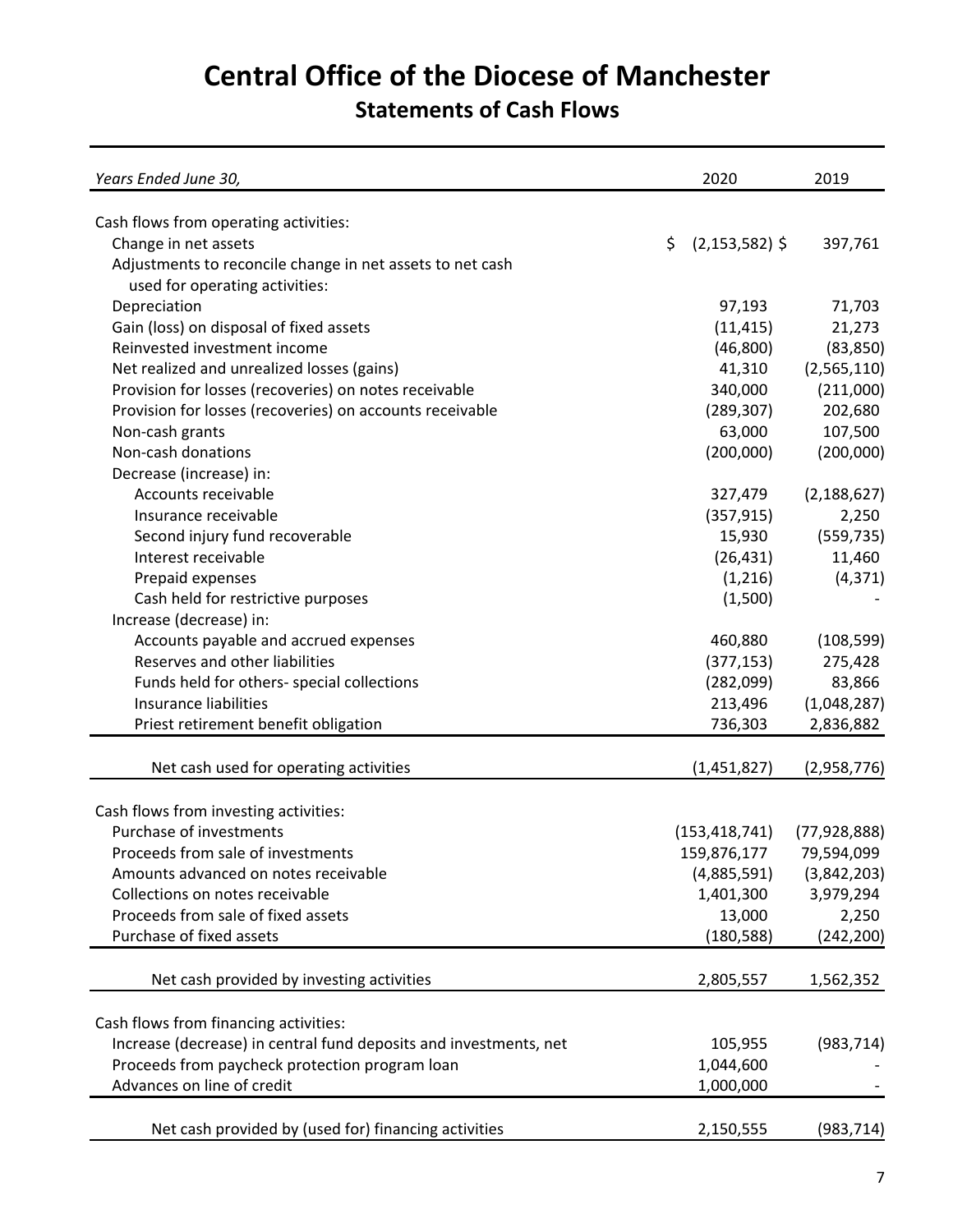# Central Office of the Diocese of Manchester

## Statements of Cash Flows

| *Years Ended June 30,* | 2020 | 2019 |
|---|---|---|
| Cash flows from operating activities: | | |
| Change in net assets | $ (2,153,582) | $ 397,761 |
| Adjustments to reconcile change in net assets to net cash used for operating activities: | | |
| Depreciation | 97,193 | 71,703 |
| Gain (loss) on disposal of fixed assets | (11,415) | 21,273 |
| Reinvested investment income | (46,800) | (83,850) |
| Net realized and unrealized losses (gains) | 41,310 | (2,565,110) |
| Provision for losses (recoveries) on notes receivable | 340,000 | (211,000) |
| Provision for losses (recoveries) on accounts receivable | (289,307) | 202,680 |
| Non-cash grants | 63,000 | 107,500 |
| Non-cash donations | (200,000) | (200,000) |
| Decrease (increase) in: | | |
| Accounts receivable | 327,479 | (2,188,627) |
| Insurance receivable | (357,915) | 2,250 |
| Second injury fund recoverable | 15,930 | (559,735) |
| Interest receivable | (26,431) | 11,460 |
| Prepaid expenses | (1,216) | (4,371) |
| Cash held for restrictive purposes | (1,500) | - |
| Increase (decrease) in: | | |
| Accounts payable and accrued expenses | 460,880 | (108,599) |
| Reserves and other liabilities | (377,153) | 275,428 |
| Funds held for others- special collections | (282,099) | 83,866 |
| Insurance liabilities | 213,496 | (1,048,287) |
| Priest retirement benefit obligation | 736,303 | 2,836,882 |
| Net cash used for operating activities | (1,451,827) | (2,958,776) |
| Cash flows from investing activities: | | |
| Purchase of investments | (153,418,741) | (77,928,888) |
| Proceeds from sale of investments | 159,876,177 | 79,594,099 |
| Amounts advanced on notes receivable | (4,885,591) | (3,842,203) |
| Collections on notes receivable | 1,401,300 | 3,979,294 |
| Proceeds from sale of fixed assets | 13,000 | 2,250 |
| Purchase of fixed assets | (180,588) | (242,200) |
| Net cash provided by investing activities | 2,805,557 | 1,562,352 |
| Cash flows from financing activities: | | |
| Increase (decrease) in central fund deposits and investments, net | 105,955 | (983,714) |
| Proceeds from paycheck protection program loan | 1,044,600 | - |
| Advances on line of credit | 1,000,000 | - |
| Net cash provided by (used for) financing activities | 2,150,555 | (983,714) |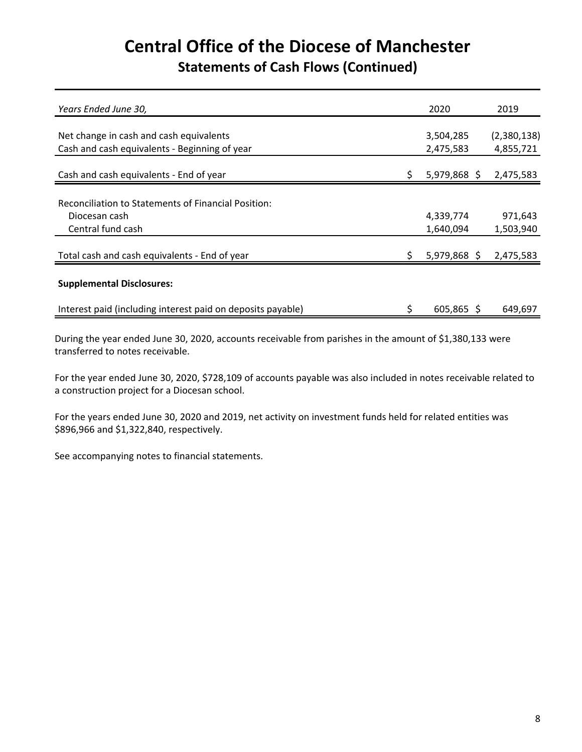# Central Office of the Diocese of Manchester

## Statements of Cash Flows (Continued)

| *Years Ended June 30,* | 2020 | 2019 |
|---|---|---|
| Net change in cash and cash equivalents | 3,504,285 | (2,380,138) |
| Cash and cash equivalents - Beginning of year | 2,475,583 | 4,855,721 |
| Cash and cash equivalents - End of year | $ 5,979,868 | $ 2,475,583 |
| Reconciliation to Statements of Financial Position: | | |
| Diocesan cash | 4,339,774 | 971,643 |
| Central fund cash | 1,640,094 | 1,503,940 |
| Total cash and cash equivalents - End of year | $ 5,979,868 | $ 2,475,583 |
| **Supplemental Disclosures:** | | |
| Interest paid (including interest paid on deposits payable) | $ 605,865 | $ 649,697 |

During the year ended June 30, 2020, accounts receivable from parishes in the amount of $1,380,133 were transferred to notes receivable.

For the year ended June 30, 2020, $728,109 of accounts payable was also included in notes receivable related to a construction project for a Diocesan school.

For the years ended June 30, 2020 and 2019, net activity on investment funds held for related entities was $896,966 and $1,322,840, respectively.

See accompanying notes to financial statements.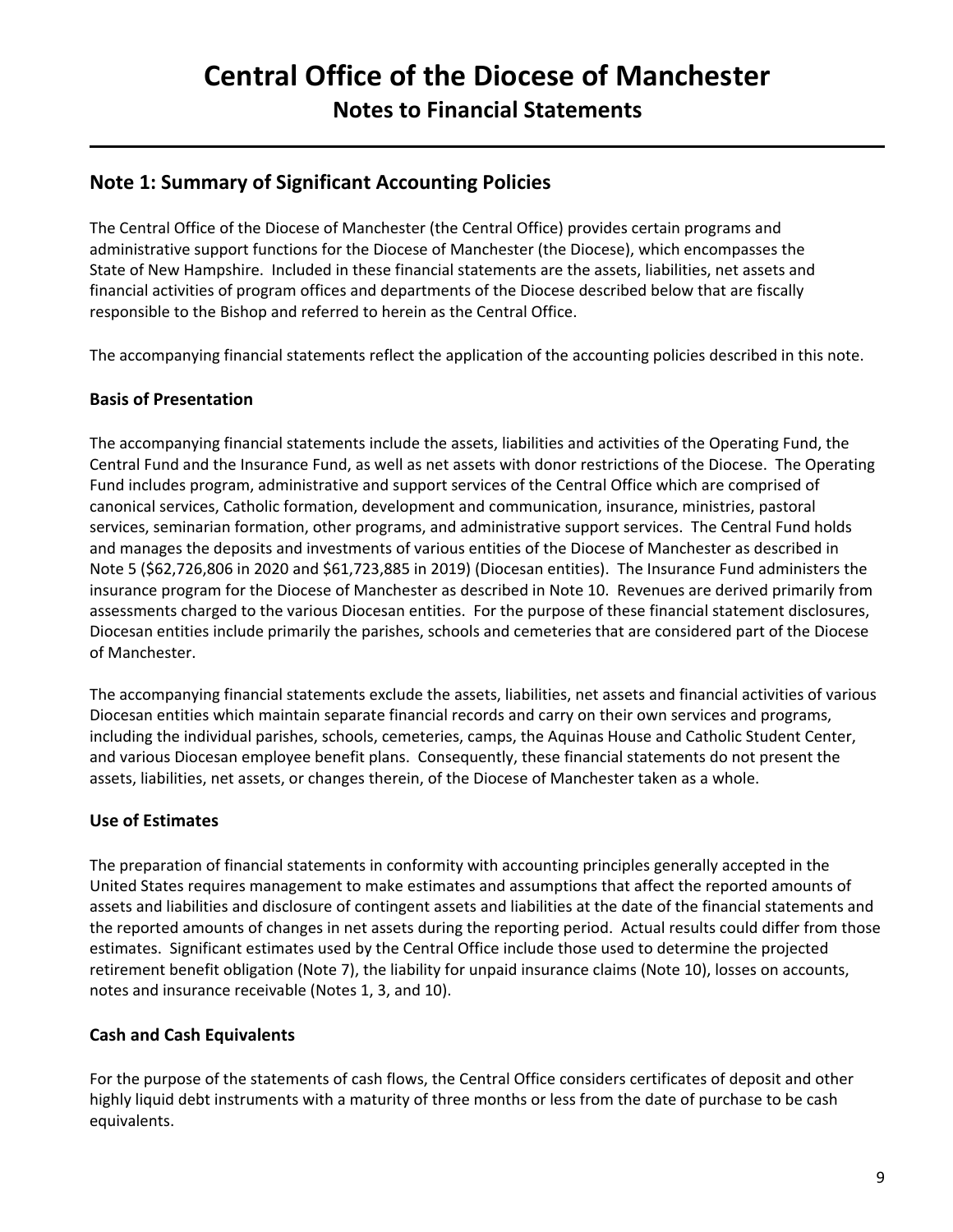# Central Office of the Diocese of Manchester

## Notes to Financial Statements

## Note 1: Summary of Significant Accounting Policies

The Central Office of the Diocese of Manchester (the Central Office) provides certain programs and administrative support functions for the Diocese of Manchester (the Diocese), which encompasses the State of New Hampshire. Included in these financial statements are the assets, liabilities, net assets and financial activities of program offices and departments of the Diocese described below that are fiscally responsible to the Bishop and referred to herein as the Central Office.

The accompanying financial statements reflect the application of the accounting policies described in this note.

### Basis of Presentation

The accompanying financial statements include the assets, liabilities and activities of the Operating Fund, the Central Fund and the Insurance Fund, as well as net assets with donor restrictions of the Diocese. The Operating Fund includes program, administrative and support services of the Central Office which are comprised of canonical services, Catholic formation, development and communication, insurance, ministries, pastoral services, seminarian formation, other programs, and administrative support services. The Central Fund holds and manages the deposits and investments of various entities of the Diocese of Manchester as described in Note 5 ($62,726,806 in 2020 and $61,723,885 in 2019) (Diocesan entities). The Insurance Fund administers the insurance program for the Diocese of Manchester as described in Note 10. Revenues are derived primarily from assessments charged to the various Diocesan entities. For the purpose of these financial statement disclosures, Diocesan entities include primarily the parishes, schools and cemeteries that are considered part of the Diocese of Manchester.

The accompanying financial statements exclude the assets, liabilities, net assets and financial activities of various Diocesan entities which maintain separate financial records and carry on their own services and programs, including the individual parishes, schools, cemeteries, camps, the Aquinas House and Catholic Student Center, and various Diocesan employee benefit plans. Consequently, these financial statements do not present the assets, liabilities, net assets, or changes therein, of the Diocese of Manchester taken as a whole.

### Use of Estimates

The preparation of financial statements in conformity with accounting principles generally accepted in the United States requires management to make estimates and assumptions that affect the reported amounts of assets and liabilities and disclosure of contingent assets and liabilities at the date of the financial statements and the reported amounts of changes in net assets during the reporting period. Actual results could differ from those estimates. Significant estimates used by the Central Office include those used to determine the projected retirement benefit obligation (Note 7), the liability for unpaid insurance claims (Note 10), losses on accounts, notes and insurance receivable (Notes 1, 3, and 10).

### Cash and Cash Equivalents

For the purpose of the statements of cash flows, the Central Office considers certificates of deposit and other highly liquid debt instruments with a maturity of three months or less from the date of purchase to be cash equivalents.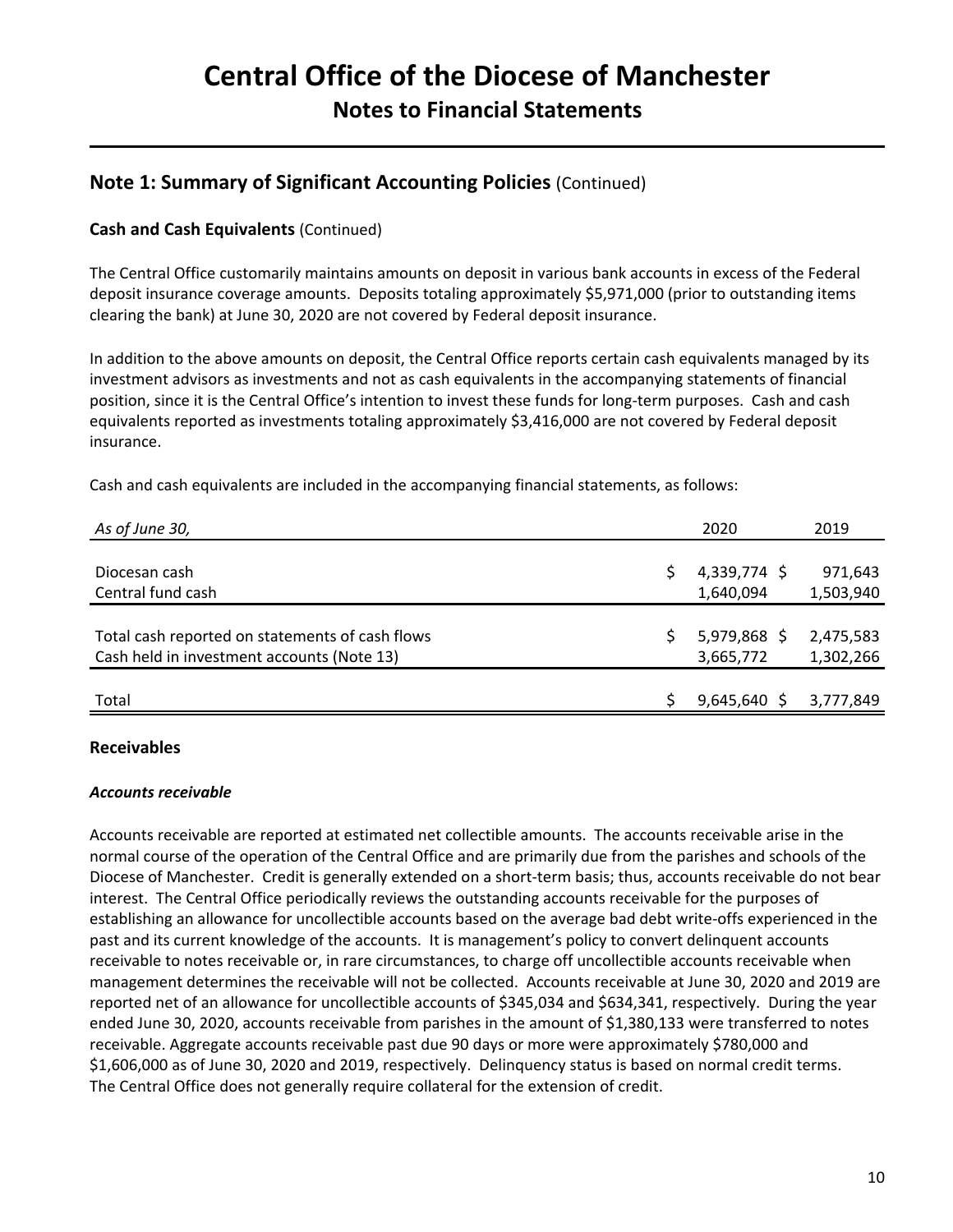# Central Office of the Diocese of Manchester
## Notes to Financial Statements

## Note 1: Summary of Significant Accounting Policies (Continued)

### Cash and Cash Equivalents (Continued)

The Central Office customarily maintains amounts on deposit in various bank accounts in excess of the Federal deposit insurance coverage amounts. Deposits totaling approximately $5,971,000 (prior to outstanding items clearing the bank) at June 30, 2020 are not covered by Federal deposit insurance.

In addition to the above amounts on deposit, the Central Office reports certain cash equivalents managed by its investment advisors as investments and not as cash equivalents in the accompanying statements of financial position, since it is the Central Office's intention to invest these funds for long-term purposes. Cash and cash equivalents reported as investments totaling approximately $3,416,000 are not covered by Federal deposit insurance.

Cash and cash equivalents are included in the accompanying financial statements, as follows:

| *As of June 30,* | 2020 | 2019 |
|---|---|---|
| Diocesan cash | $ 4,339,774 | $ 971,643 |
| Central fund cash | 1,640,094 | 1,503,940 |
| Total cash reported on statements of cash flows | $ 5,979,868 | $ 2,475,583 |
| Cash held in investment accounts (Note 13) | 3,665,772 | 1,302,266 |
| Total | $ 9,645,640 | $ 3,777,849 |

### Receivables

#### *Accounts receivable*

Accounts receivable are reported at estimated net collectible amounts. The accounts receivable arise in the normal course of the operation of the Central Office and are primarily due from the parishes and schools of the Diocese of Manchester. Credit is generally extended on a short-term basis; thus, accounts receivable do not bear interest. The Central Office periodically reviews the outstanding accounts receivable for the purposes of establishing an allowance for uncollectible accounts based on the average bad debt write-offs experienced in the past and its current knowledge of the accounts. It is management's policy to convert delinquent accounts receivable to notes receivable or, in rare circumstances, to charge off uncollectible accounts receivable when management determines the receivable will not be collected. Accounts receivable at June 30, 2020 and 2019 are reported net of an allowance for uncollectible accounts of $345,034 and $634,341, respectively. During the year ended June 30, 2020, accounts receivable from parishes in the amount of $1,380,133 were transferred to notes receivable. Aggregate accounts receivable past due 90 days or more were approximately $780,000 and $1,606,000 as of June 30, 2020 and 2019, respectively. Delinquency status is based on normal credit terms. The Central Office does not generally require collateral for the extension of credit.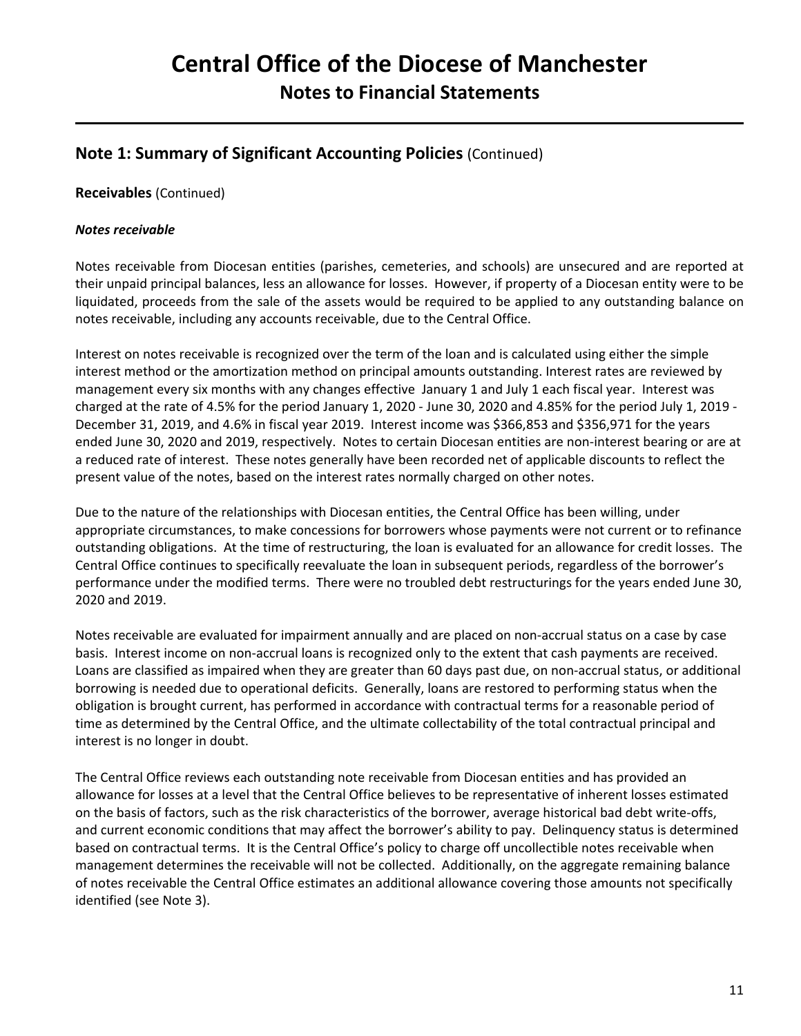# Central Office of the Diocese of Manchester

## Notes to Financial Statements

## Note 1: Summary of Significant Accounting Policies (Continued)

**Receivables** (Continued)

***Notes receivable***

Notes receivable from Diocesan entities (parishes, cemeteries, and schools) are unsecured and are reported at their unpaid principal balances, less an allowance for losses. However, if property of a Diocesan entity were to be liquidated, proceeds from the sale of the assets would be required to be applied to any outstanding balance on notes receivable, including any accounts receivable, due to the Central Office.

Interest on notes receivable is recognized over the term of the loan and is calculated using either the simple interest method or the amortization method on principal amounts outstanding. Interest rates are reviewed by management every six months with any changes effective January 1 and July 1 each fiscal year. Interest was charged at the rate of 4.5% for the period January 1, 2020 - June 30, 2020 and 4.85% for the period July 1, 2019 - December 31, 2019, and 4.6% in fiscal year 2019. Interest income was $366,853 and $356,971 for the years ended June 30, 2020 and 2019, respectively. Notes to certain Diocesan entities are non-interest bearing or are at a reduced rate of interest. These notes generally have been recorded net of applicable discounts to reflect the present value of the notes, based on the interest rates normally charged on other notes.

Due to the nature of the relationships with Diocesan entities, the Central Office has been willing, under appropriate circumstances, to make concessions for borrowers whose payments were not current or to refinance outstanding obligations. At the time of restructuring, the loan is evaluated for an allowance for credit losses. The Central Office continues to specifically reevaluate the loan in subsequent periods, regardless of the borrower's performance under the modified terms. There were no troubled debt restructurings for the years ended June 30, 2020 and 2019.

Notes receivable are evaluated for impairment annually and are placed on non-accrual status on a case by case basis. Interest income on non-accrual loans is recognized only to the extent that cash payments are received. Loans are classified as impaired when they are greater than 60 days past due, on non-accrual status, or additional borrowing is needed due to operational deficits. Generally, loans are restored to performing status when the obligation is brought current, has performed in accordance with contractual terms for a reasonable period of time as determined by the Central Office, and the ultimate collectability of the total contractual principal and interest is no longer in doubt.

The Central Office reviews each outstanding note receivable from Diocesan entities and has provided an allowance for losses at a level that the Central Office believes to be representative of inherent losses estimated on the basis of factors, such as the risk characteristics of the borrower, average historical bad debt write-offs, and current economic conditions that may affect the borrower's ability to pay. Delinquency status is determined based on contractual terms. It is the Central Office's policy to charge off uncollectible notes receivable when management determines the receivable will not be collected. Additionally, on the aggregate remaining balance of notes receivable the Central Office estimates an additional allowance covering those amounts not specifically identified (see Note 3).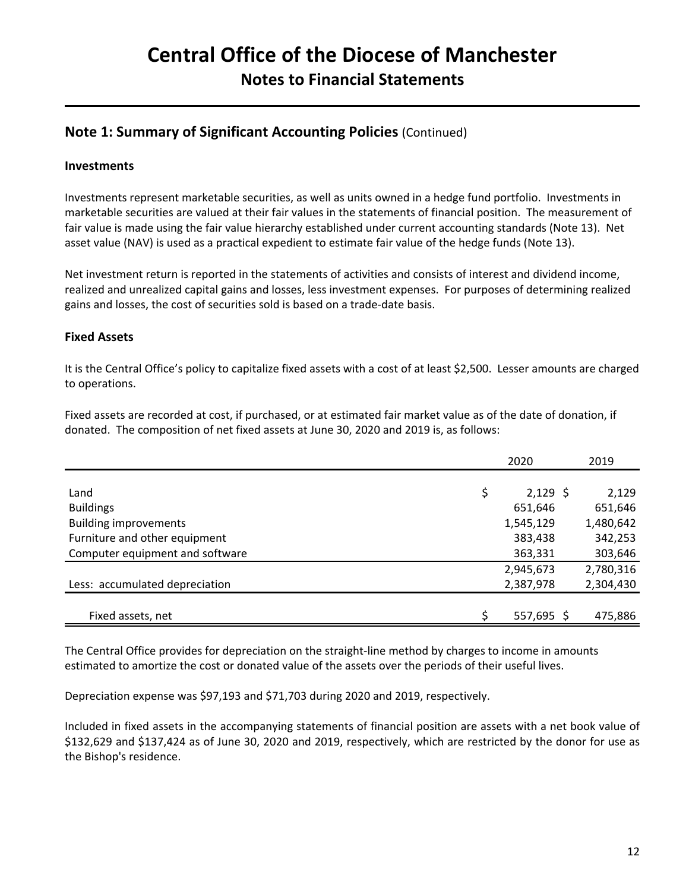# Central Office of the Diocese of Manchester

## Notes to Financial Statements

### Note 1: Summary of Significant Accounting Policies (Continued)

#### Investments

Investments represent marketable securities, as well as units owned in a hedge fund portfolio. Investments in marketable securities are valued at their fair values in the statements of financial position. The measurement of fair value is made using the fair value hierarchy established under current accounting standards (Note 13). Net asset value (NAV) is used as a practical expedient to estimate fair value of the hedge funds (Note 13).

Net investment return is reported in the statements of activities and consists of interest and dividend income, realized and unrealized capital gains and losses, less investment expenses. For purposes of determining realized gains and losses, the cost of securities sold is based on a trade-date basis.

#### Fixed Assets

It is the Central Office's policy to capitalize fixed assets with a cost of at least $2,500. Lesser amounts are charged to operations.

Fixed assets are recorded at cost, if purchased, or at estimated fair market value as of the date of donation, if donated. The composition of net fixed assets at June 30, 2020 and 2019 is, as follows:

| | 2020 | 2019 |
|---|---|---|
| Land | $ 2,129 | $ 2,129 |
| Buildings | 651,646 | 651,646 |
| Building improvements | 1,545,129 | 1,480,642 |
| Furniture and other equipment | 383,438 | 342,253 |
| Computer equipment and software | 363,331 | 303,646 |
| | 2,945,673 | 2,780,316 |
| Less: accumulated depreciation | 2,387,978 | 2,304,430 |
| Fixed assets, net | $ 557,695 | $ 475,886 |

The Central Office provides for depreciation on the straight-line method by charges to income in amounts estimated to amortize the cost or donated value of the assets over the periods of their useful lives.

Depreciation expense was $97,193 and $71,703 during 2020 and 2019, respectively.

Included in fixed assets in the accompanying statements of financial position are assets with a net book value of $132,629 and $137,424 as of June 30, 2020 and 2019, respectively, which are restricted by the donor for use as the Bishop's residence.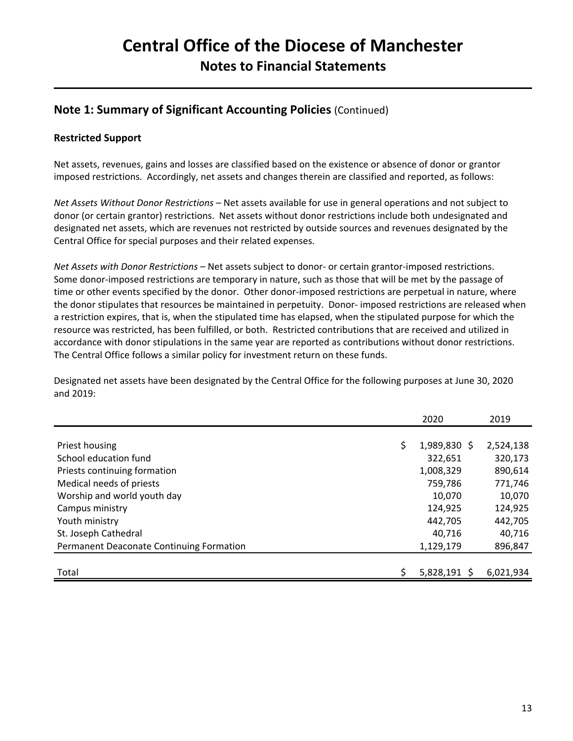# Central Office of the Diocese of Manchester

## Notes to Financial Statements

## Note 1: Summary of Significant Accounting Policies (Continued)

### Restricted Support

Net assets, revenues, gains and losses are classified based on the existence or absence of donor or grantor imposed restrictions. Accordingly, net assets and changes therein are classified and reported, as follows:

*Net Assets Without Donor Restrictions* – Net assets available for use in general operations and not subject to donor (or certain grantor) restrictions. Net assets without donor restrictions include both undesignated and designated net assets, which are revenues not restricted by outside sources and revenues designated by the Central Office for special purposes and their related expenses.

*Net Assets with Donor Restrictions* – Net assets subject to donor- or certain grantor-imposed restrictions. Some donor-imposed restrictions are temporary in nature, such as those that will be met by the passage of time or other events specified by the donor. Other donor-imposed restrictions are perpetual in nature, where the donor stipulates that resources be maintained in perpetuity. Donor- imposed restrictions are released when a restriction expires, that is, when the stipulated time has elapsed, when the stipulated purpose for which the resource was restricted, has been fulfilled, or both. Restricted contributions that are received and utilized in accordance with donor stipulations in the same year are reported as contributions without donor restrictions. The Central Office follows a similar policy for investment return on these funds.

Designated net assets have been designated by the Central Office for the following purposes at June 30, 2020 and 2019:

| | 2020 | 2019 |
|---|---|---|
| Priest housing | $ 1,989,830 | $ 2,524,138 |
| School education fund | 322,651 | 320,173 |
| Priests continuing formation | 1,008,329 | 890,614 |
| Medical needs of priests | 759,786 | 771,746 |
| Worship and world youth day | 10,070 | 10,070 |
| Campus ministry | 124,925 | 124,925 |
| Youth ministry | 442,705 | 442,705 |
| St. Joseph Cathedral | 40,716 | 40,716 |
| Permanent Deaconate Continuing Formation | 1,129,179 | 896,847 |
| Total | $ 5,828,191 | $ 6,021,934 |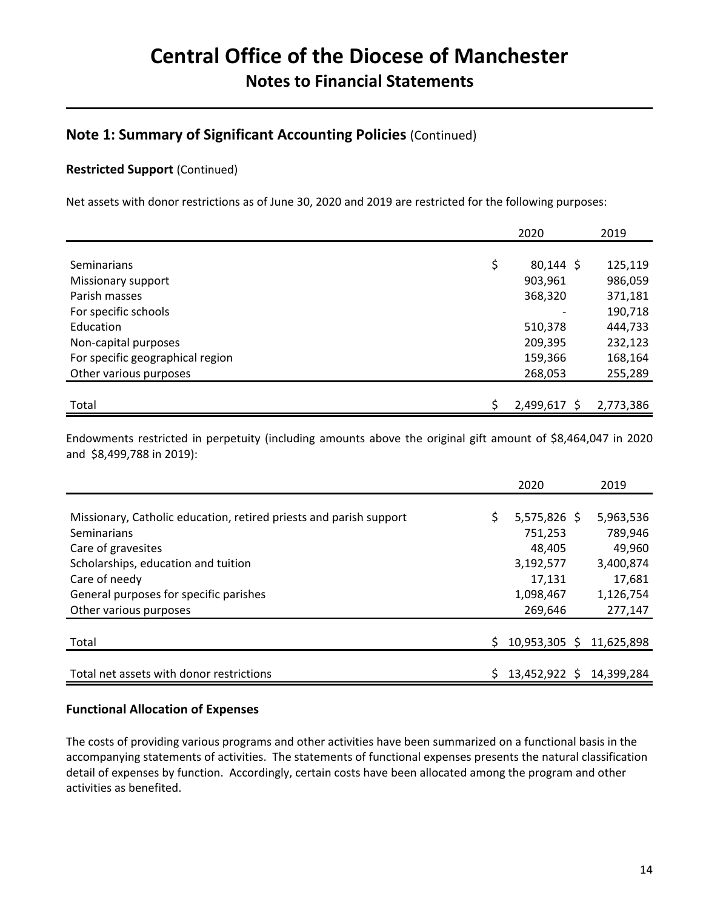# Central Office of the Diocese of Manchester

## Notes to Financial Statements

### Note 1: Summary of Significant Accounting Policies (Continued)

**Restricted Support** (Continued)

Net assets with donor restrictions as of June 30, 2020 and 2019 are restricted for the following purposes:

| | 2020 | 2019 |
|---|---|---|
| Seminarians | $ 80,144 | $ 125,119 |
| Missionary support | 903,961 | 986,059 |
| Parish masses | 368,320 | 371,181 |
| For specific schools | - | 190,718 |
| Education | 510,378 | 444,733 |
| Non-capital purposes | 209,395 | 232,123 |
| For specific geographical region | 159,366 | 168,164 |
| Other various purposes | 268,053 | 255,289 |
| Total | $ 2,499,617 | $ 2,773,386 |

Endowments restricted in perpetuity (including amounts above the original gift amount of $8,464,047 in 2020 and $8,499,788 in 2019):

| | 2020 | 2019 |
|---|---|---|
| Missionary, Catholic education, retired priests and parish support | $ 5,575,826 | $ 5,963,536 |
| Seminarians | 751,253 | 789,946 |
| Care of gravesites | 48,405 | 49,960 |
| Scholarships, education and tuition | 3,192,577 | 3,400,874 |
| Care of needy | 17,131 | 17,681 |
| General purposes for specific parishes | 1,098,467 | 1,126,754 |
| Other various purposes | 269,646 | 277,147 |
| Total | $ 10,953,305 | $ 11,625,898 |
| Total net assets with donor restrictions | $ 13,452,922 | $ 14,399,284 |

**Functional Allocation of Expenses**

The costs of providing various programs and other activities have been summarized on a functional basis in the accompanying statements of activities. The statements of functional expenses presents the natural classification detail of expenses by function. Accordingly, certain costs have been allocated among the program and other activities as benefited.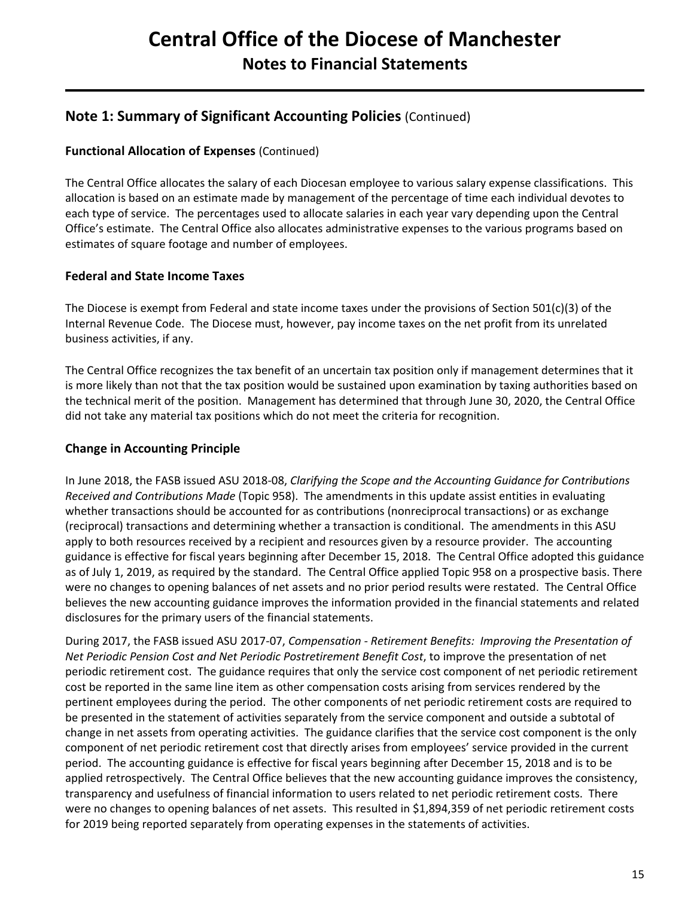## Note 1: Summary of Significant Accounting Policies (Continued)

### Functional Allocation of Expenses (Continued)

The Central Office allocates the salary of each Diocesan employee to various salary expense classifications. This allocation is based on an estimate made by management of the percentage of time each individual devotes to each type of service. The percentages used to allocate salaries in each year vary depending upon the Central Office's estimate. The Central Office also allocates administrative expenses to the various programs based on estimates of square footage and number of employees.

### Federal and State Income Taxes

The Diocese is exempt from Federal and state income taxes under the provisions of Section 501(c)(3) of the Internal Revenue Code. The Diocese must, however, pay income taxes on the net profit from its unrelated business activities, if any.

The Central Office recognizes the tax benefit of an uncertain tax position only if management determines that it is more likely than not that the tax position would be sustained upon examination by taxing authorities based on the technical merit of the position. Management has determined that through June 30, 2020, the Central Office did not take any material tax positions which do not meet the criteria for recognition.

### Change in Accounting Principle

In June 2018, the FASB issued ASU 2018-08, *Clarifying the Scope and the Accounting Guidance for Contributions Received and Contributions Made* (Topic 958). The amendments in this update assist entities in evaluating whether transactions should be accounted for as contributions (nonreciprocal transactions) or as exchange (reciprocal) transactions and determining whether a transaction is conditional. The amendments in this ASU apply to both resources received by a recipient and resources given by a resource provider. The accounting guidance is effective for fiscal years beginning after December 15, 2018. The Central Office adopted this guidance as of July 1, 2019, as required by the standard. The Central Office applied Topic 958 on a prospective basis. There were no changes to opening balances of net assets and no prior period results were restated. The Central Office believes the new accounting guidance improves the information provided in the financial statements and related disclosures for the primary users of the financial statements.

During 2017, the FASB issued ASU 2017-07, *Compensation - Retirement Benefits: Improving the Presentation of Net Periodic Pension Cost and Net Periodic Postretirement Benefit Cost*, to improve the presentation of net periodic retirement cost. The guidance requires that only the service cost component of net periodic retirement cost be reported in the same line item as other compensation costs arising from services rendered by the pertinent employees during the period. The other components of net periodic retirement costs are required to be presented in the statement of activities separately from the service component and outside a subtotal of change in net assets from operating activities. The guidance clarifies that the service cost component is the only component of net periodic retirement cost that directly arises from employees' service provided in the current period. The accounting guidance is effective for fiscal years beginning after December 15, 2018 and is to be applied retrospectively. The Central Office believes that the new accounting guidance improves the consistency, transparency and usefulness of financial information to users related to net periodic retirement costs. There were no changes to opening balances of net assets. This resulted in $1,894,359 of net periodic retirement costs for 2019 being reported separately from operating expenses in the statements of activities.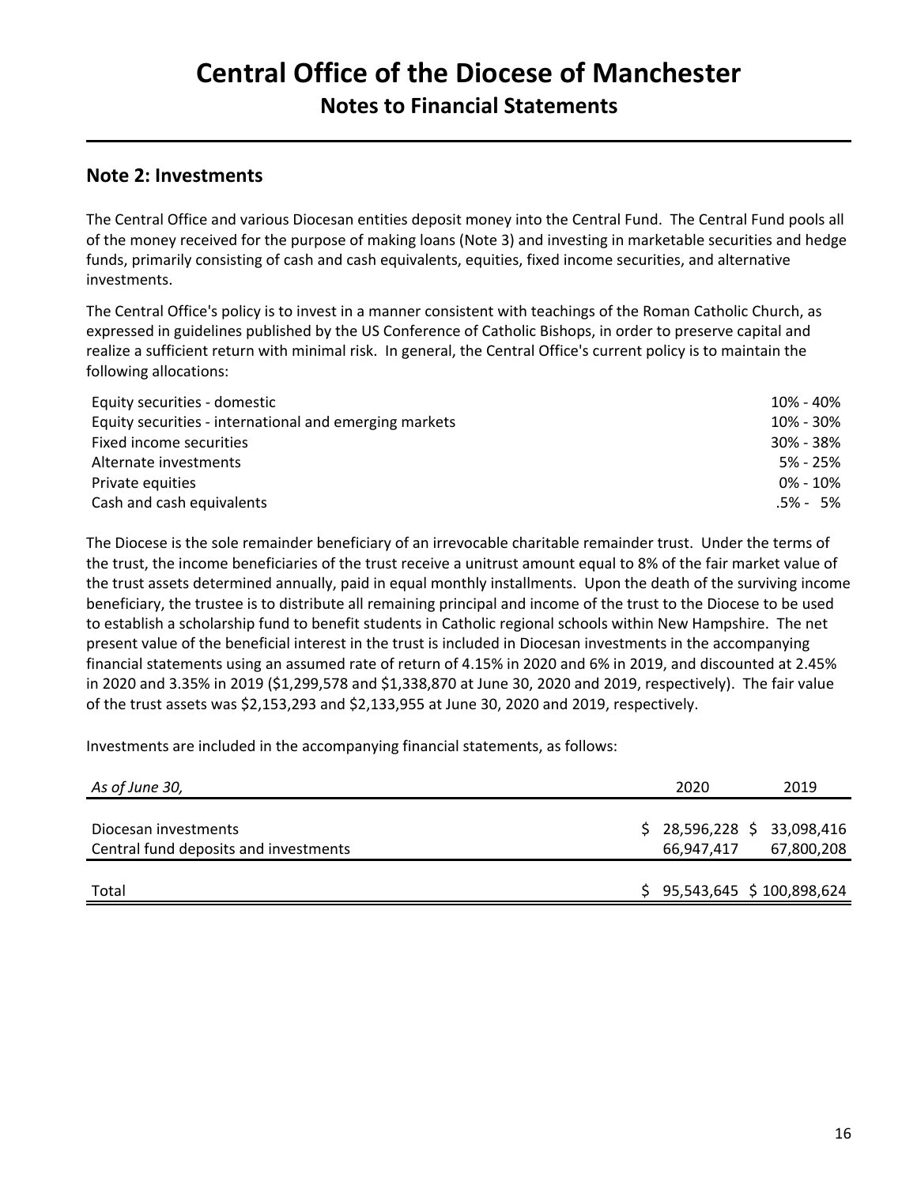# Central Office of the Diocese of Manchester

## Notes to Financial Statements

## Note 2: Investments

The Central Office and various Diocesan entities deposit money into the Central Fund. The Central Fund pools all of the money received for the purpose of making loans (Note 3) and investing in marketable securities and hedge funds, primarily consisting of cash and cash equivalents, equities, fixed income securities, and alternative investments.

The Central Office's policy is to invest in a manner consistent with teachings of the Roman Catholic Church, as expressed in guidelines published by the US Conference of Catholic Bishops, in order to preserve capital and realize a sufficient return with minimal risk. In general, the Central Office's current policy is to maintain the following allocations:

| | |
|---|---|
| Equity securities - domestic | 10% - 40% |
| Equity securities - international and emerging markets | 10% - 30% |
| Fixed income securities | 30% - 38% |
| Alternate investments | 5% - 25% |
| Private equities | 0% - 10% |
| Cash and cash equivalents | .5% - 5% |

The Diocese is the sole remainder beneficiary of an irrevocable charitable remainder trust. Under the terms of the trust, the income beneficiaries of the trust receive a unitrust amount equal to 8% of the fair market value of the trust assets determined annually, paid in equal monthly installments. Upon the death of the surviving income beneficiary, the trustee is to distribute all remaining principal and income of the trust to the Diocese to be used to establish a scholarship fund to benefit students in Catholic regional schools within New Hampshire. The net present value of the beneficial interest in the trust is included in Diocesan investments in the accompanying financial statements using an assumed rate of return of 4.15% in 2020 and 6% in 2019, and discounted at 2.45% in 2020 and 3.35% in 2019 ($1,299,578 and $1,338,870 at June 30, 2020 and 2019, respectively). The fair value of the trust assets was $2,153,293 and $2,133,955 at June 30, 2020 and 2019, respectively.

Investments are included in the accompanying financial statements, as follows:

| *As of June 30,* | 2020 | 2019 |
|---|---|---|
| Diocesan investments | $ 28,596,228 | $ 33,098,416 |
| Central fund deposits and investments | 66,947,417 | 67,800,208 |
| Total | $ 95,543,645 | $ 100,898,624 |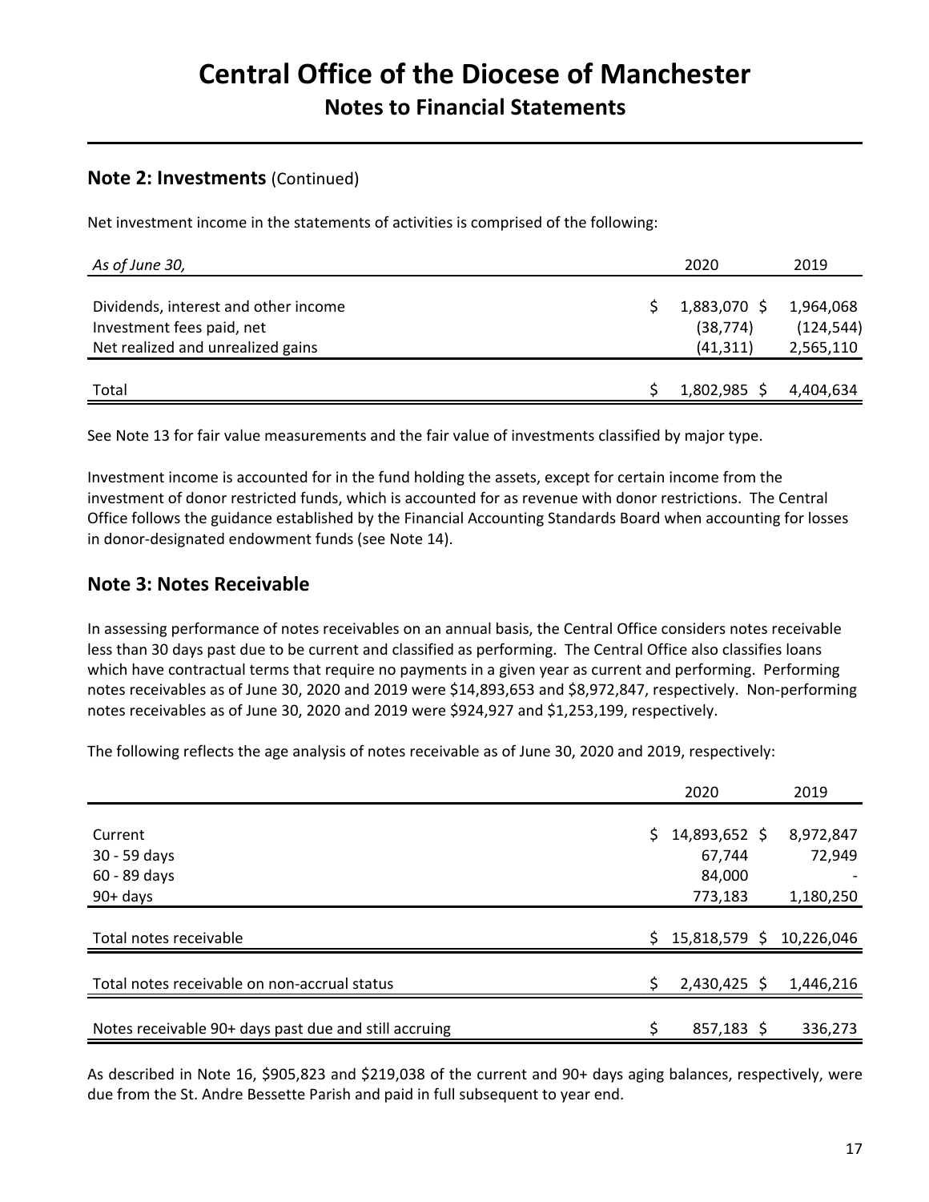# Central Office of the Diocese of Manchester

## Notes to Financial Statements

## Note 2: Investments (Continued)

Net investment income in the statements of activities is comprised of the following:

| *As of June 30,* | 2020 | 2019 |
|---|---|---|
| Dividends, interest and other income | $ 1,883,070 | $ 1,964,068 |
| Investment fees paid, net | (38,774) | (124,544) |
| Net realized and unrealized gains | (41,311) | 2,565,110 |
| Total | $ 1,802,985 | $ 4,404,634 |

See Note 13 for fair value measurements and the fair value of investments classified by major type.

Investment income is accounted for in the fund holding the assets, except for certain income from the investment of donor restricted funds, which is accounted for as revenue with donor restrictions. The Central Office follows the guidance established by the Financial Accounting Standards Board when accounting for losses in donor-designated endowment funds (see Note 14).

## Note 3: Notes Receivable

In assessing performance of notes receivables on an annual basis, the Central Office considers notes receivable less than 30 days past due to be current and classified as performing. The Central Office also classifies loans which have contractual terms that require no payments in a given year as current and performing. Performing notes receivables as of June 30, 2020 and 2019 were $14,893,653 and $8,972,847, respectively. Non-performing notes receivables as of June 30, 2020 and 2019 were $924,927 and $1,253,199, respectively.

The following reflects the age analysis of notes receivable as of June 30, 2020 and 2019, respectively:

| | 2020 | 2019 |
|---|---|---|
| Current | $ 14,893,652 | $ 8,972,847 |
| 30 - 59 days | 67,744 | 72,949 |
| 60 - 89 days | 84,000 | - |
| 90+ days | 773,183 | 1,180,250 |
| Total notes receivable | $ 15,818,579 | $ 10,226,046 |
| Total notes receivable on non-accrual status | $ 2,430,425 | $ 1,446,216 |
| Notes receivable 90+ days past due and still accruing | $ 857,183 | $ 336,273 |

As described in Note 16, $905,823 and $219,038 of the current and 90+ days aging balances, respectively, were due from the St. Andre Bessette Parish and paid in full subsequent to year end.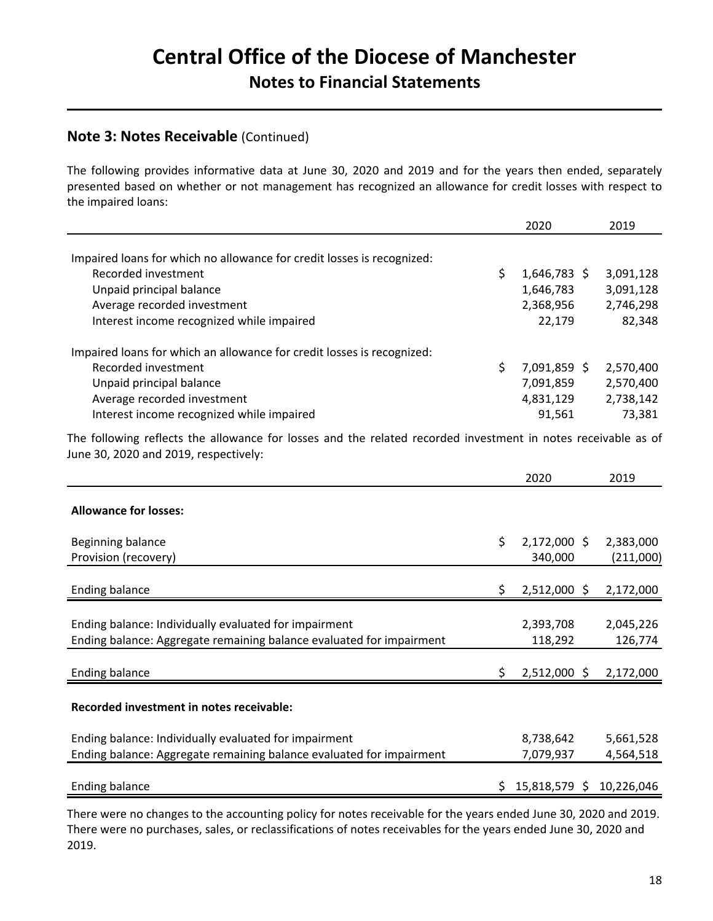## Note 3: Notes Receivable (Continued)

The following provides informative data at June 30, 2020 and 2019 and for the years then ended, separately presented based on whether or not management has recognized an allowance for credit losses with respect to the impaired loans:

| | 2020 | 2019 |
|---|---|---|
| Impaired loans for which no allowance for credit losses is recognized: | | |
| Recorded investment | $ 1,646,783 | $ 3,091,128 |
| Unpaid principal balance | 1,646,783 | 3,091,128 |
| Average recorded investment | 2,368,956 | 2,746,298 |
| Interest income recognized while impaired | 22,179 | 82,348 |
| Impaired loans for which an allowance for credit losses is recognized: | | |
| Recorded investment | $ 7,091,859 | $ 2,570,400 |
| Unpaid principal balance | 7,091,859 | 2,570,400 |
| Average recorded investment | 4,831,129 | 2,738,142 |
| Interest income recognized while impaired | 91,561 | 73,381 |

The following reflects the allowance for losses and the related recorded investment in notes receivable as of June 30, 2020 and 2019, respectively:

| | 2020 | 2019 |
|---|---|---|
| **Allowance for losses:** | | |
| Beginning balance | $ 2,172,000 | $ 2,383,000 |
| Provision (recovery) | 340,000 | (211,000) |
| Ending balance | $ 2,512,000 | $ 2,172,000 |
| Ending balance: Individually evaluated for impairment | 2,393,708 | 2,045,226 |
| Ending balance: Aggregate remaining balance evaluated for impairment | 118,292 | 126,774 |
| Ending balance | $ 2,512,000 | $ 2,172,000 |
| **Recorded investment in notes receivable:** | | |
| Ending balance: Individually evaluated for impairment | 8,738,642 | 5,661,528 |
| Ending balance: Aggregate remaining balance evaluated for impairment | 7,079,937 | 4,564,518 |
| Ending balance | $ 15,818,579 | $ 10,226,046 |

There were no changes to the accounting policy for notes receivable for the years ended June 30, 2020 and 2019. There were no purchases, sales, or reclassifications of notes receivables for the years ended June 30, 2020 and 2019.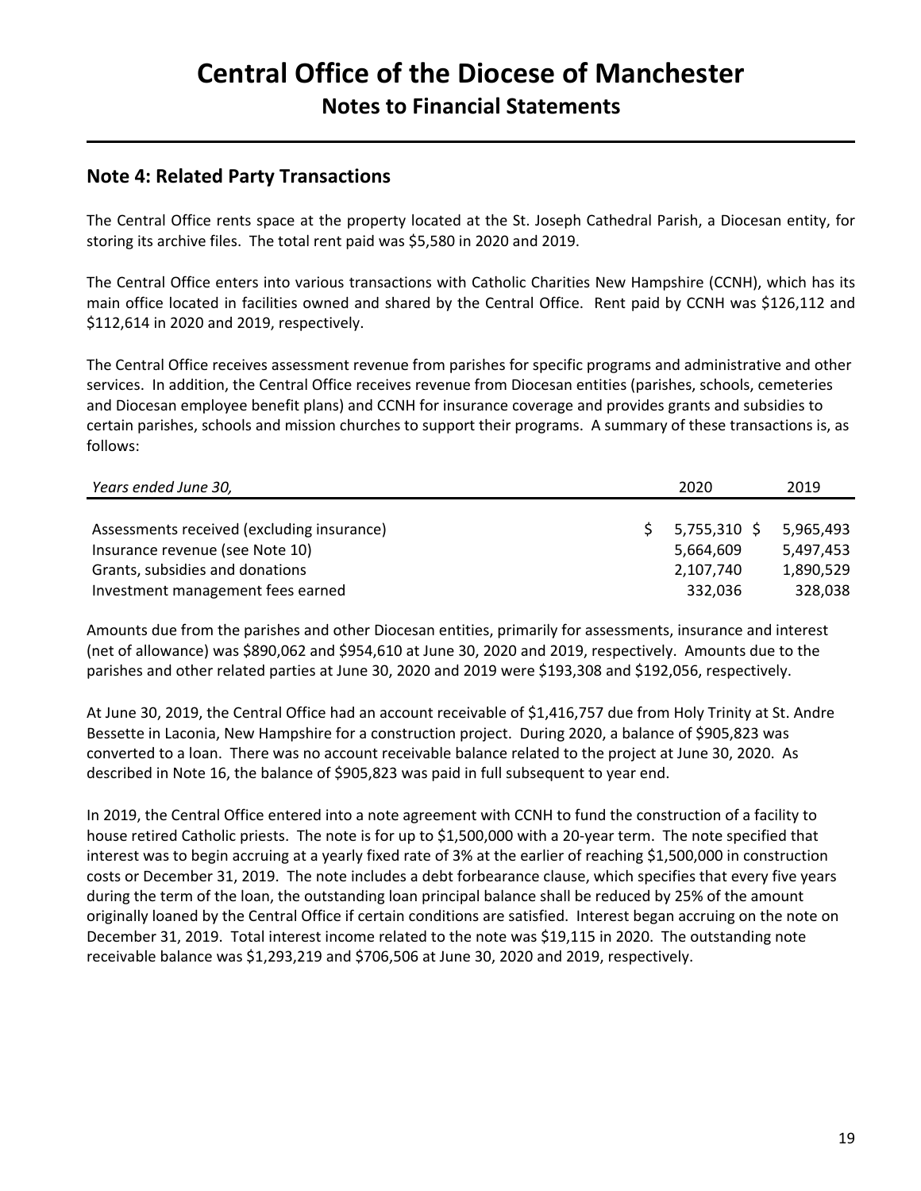# Central Office of the Diocese of Manchester

## Notes to Financial Statements

## Note 4: Related Party Transactions

The Central Office rents space at the property located at the St. Joseph Cathedral Parish, a Diocesan entity, for storing its archive files. The total rent paid was $5,580 in 2020 and 2019.

The Central Office enters into various transactions with Catholic Charities New Hampshire (CCNH), which has its main office located in facilities owned and shared by the Central Office. Rent paid by CCNH was $126,112 and $112,614 in 2020 and 2019, respectively.

The Central Office receives assessment revenue from parishes for specific programs and administrative and other services. In addition, the Central Office receives revenue from Diocesan entities (parishes, schools, cemeteries and Diocesan employee benefit plans) and CCNH for insurance coverage and provides grants and subsidies to certain parishes, schools and mission churches to support their programs. A summary of these transactions is, as follows:

| *Years ended June 30,* | 2020 | 2019 |
|---|---|---|
| Assessments received (excluding insurance) | $ 5,755,310 | $ 5,965,493 |
| Insurance revenue (see Note 10) | 5,664,609 | 5,497,453 |
| Grants, subsidies and donations | 2,107,740 | 1,890,529 |
| Investment management fees earned | 332,036 | 328,038 |

Amounts due from the parishes and other Diocesan entities, primarily for assessments, insurance and interest (net of allowance) was $890,062 and $954,610 at June 30, 2020 and 2019, respectively. Amounts due to the parishes and other related parties at June 30, 2020 and 2019 were $193,308 and $192,056, respectively.

At June 30, 2019, the Central Office had an account receivable of $1,416,757 due from Holy Trinity at St. Andre Bessette in Laconia, New Hampshire for a construction project. During 2020, a balance of $905,823 was converted to a loan. There was no account receivable balance related to the project at June 30, 2020. As described in Note 16, the balance of $905,823 was paid in full subsequent to year end.

In 2019, the Central Office entered into a note agreement with CCNH to fund the construction of a facility to house retired Catholic priests. The note is for up to $1,500,000 with a 20-year term. The note specified that interest was to begin accruing at a yearly fixed rate of 3% at the earlier of reaching $1,500,000 in construction costs or December 31, 2019. The note includes a debt forbearance clause, which specifies that every five years during the term of the loan, the outstanding loan principal balance shall be reduced by 25% of the amount originally loaned by the Central Office if certain conditions are satisfied. Interest began accruing on the note on December 31, 2019. Total interest income related to the note was $19,115 in 2020. The outstanding note receivable balance was $1,293,219 and $706,506 at June 30, 2020 and 2019, respectively.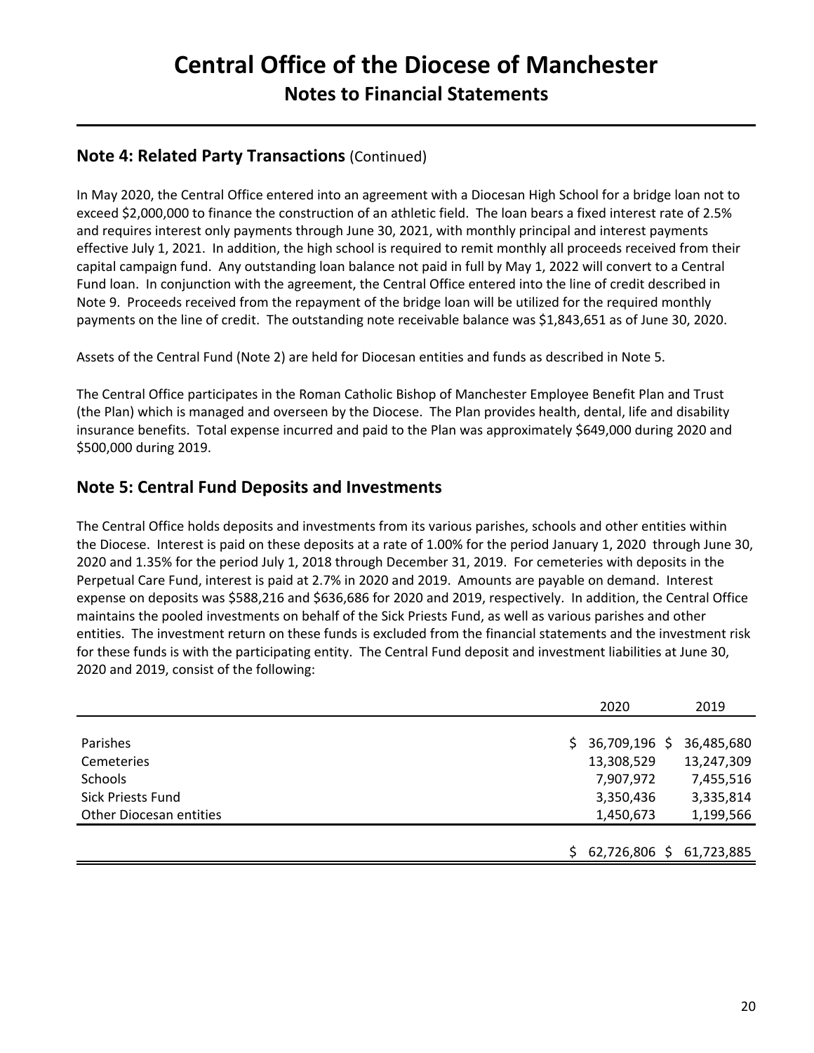## Note 4: Related Party Transactions (Continued)

In May 2020, the Central Office entered into an agreement with a Diocesan High School for a bridge loan not to exceed $2,000,000 to finance the construction of an athletic field. The loan bears a fixed interest rate of 2.5% and requires interest only payments through June 30, 2021, with monthly principal and interest payments effective July 1, 2021. In addition, the high school is required to remit monthly all proceeds received from their capital campaign fund. Any outstanding loan balance not paid in full by May 1, 2022 will convert to a Central Fund loan. In conjunction with the agreement, the Central Office entered into the line of credit described in Note 9. Proceeds received from the repayment of the bridge loan will be utilized for the required monthly payments on the line of credit. The outstanding note receivable balance was $1,843,651 as of June 30, 2020.

Assets of the Central Fund (Note 2) are held for Diocesan entities and funds as described in Note 5.

The Central Office participates in the Roman Catholic Bishop of Manchester Employee Benefit Plan and Trust (the Plan) which is managed and overseen by the Diocese. The Plan provides health, dental, life and disability insurance benefits. Total expense incurred and paid to the Plan was approximately $649,000 during 2020 and $500,000 during 2019.

## Note 5: Central Fund Deposits and Investments

The Central Office holds deposits and investments from its various parishes, schools and other entities within the Diocese. Interest is paid on these deposits at a rate of 1.00% for the period January 1, 2020 through June 30, 2020 and 1.35% for the period July 1, 2018 through December 31, 2019. For cemeteries with deposits in the Perpetual Care Fund, interest is paid at 2.7% in 2020 and 2019. Amounts are payable on demand. Interest expense on deposits was $588,216 and $636,686 for 2020 and 2019, respectively. In addition, the Central Office maintains the pooled investments on behalf of the Sick Priests Fund, as well as various parishes and other entities. The investment return on these funds is excluded from the financial statements and the investment risk for these funds is with the participating entity. The Central Fund deposit and investment liabilities at June 30, 2020 and 2019, consist of the following:

| | 2020 | 2019 |
|---|---|---|
| Parishes | $ 36,709,196 | $ 36,485,680 |
| Cemeteries | 13,308,529 | 13,247,309 |
| Schools | 7,907,972 | 7,455,516 |
| Sick Priests Fund | 3,350,436 | 3,335,814 |
| Other Diocesan entities | 1,450,673 | 1,199,566 |
| | $ 62,726,806 | $ 61,723,885 |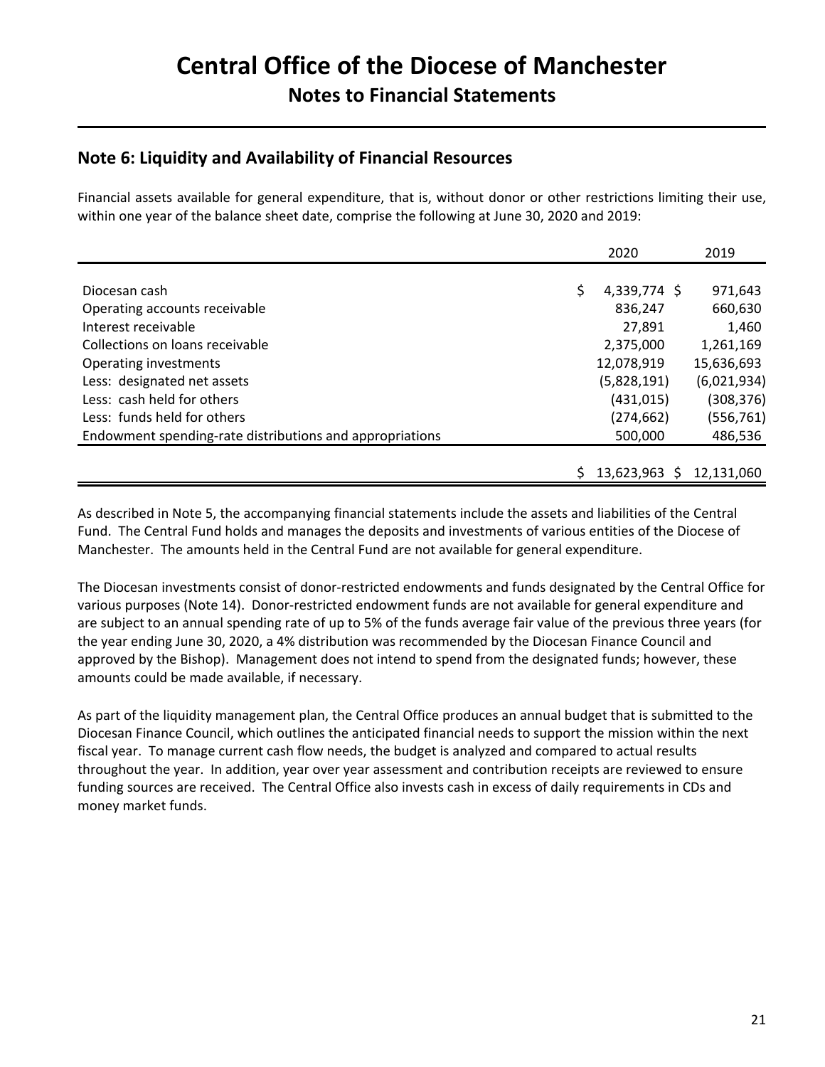# Central Office of the Diocese of Manchester

## Notes to Financial Statements

### Note 6: Liquidity and Availability of Financial Resources

Financial assets available for general expenditure, that is, without donor or other restrictions limiting their use, within one year of the balance sheet date, comprise the following at June 30, 2020 and 2019:

| | 2020 | 2019 |
|---|---|---|
| Diocesan cash | $ 4,339,774 | $ 971,643 |
| Operating accounts receivable | 836,247 | 660,630 |
| Interest receivable | 27,891 | 1,460 |
| Collections on loans receivable | 2,375,000 | 1,261,169 |
| Operating investments | 12,078,919 | 15,636,693 |
| Less: designated net assets | (5,828,191) | (6,021,934) |
| Less: cash held for others | (431,015) | (308,376) |
| Less: funds held for others | (274,662) | (556,761) |
| Endowment spending-rate distributions and appropriations | 500,000 | 486,536 |
| | $ 13,623,963 | $ 12,131,060 |

As described in Note 5, the accompanying financial statements include the assets and liabilities of the Central Fund. The Central Fund holds and manages the deposits and investments of various entities of the Diocese of Manchester. The amounts held in the Central Fund are not available for general expenditure.

The Diocesan investments consist of donor-restricted endowments and funds designated by the Central Office for various purposes (Note 14). Donor-restricted endowment funds are not available for general expenditure and are subject to an annual spending rate of up to 5% of the funds average fair value of the previous three years (for the year ending June 30, 2020, a 4% distribution was recommended by the Diocesan Finance Council and approved by the Bishop). Management does not intend to spend from the designated funds; however, these amounts could be made available, if necessary.

As part of the liquidity management plan, the Central Office produces an annual budget that is submitted to the Diocesan Finance Council, which outlines the anticipated financial needs to support the mission within the next fiscal year. To manage current cash flow needs, the budget is analyzed and compared to actual results throughout the year. In addition, year over year assessment and contribution receipts are reviewed to ensure funding sources are received. The Central Office also invests cash in excess of daily requirements in CDs and money market funds.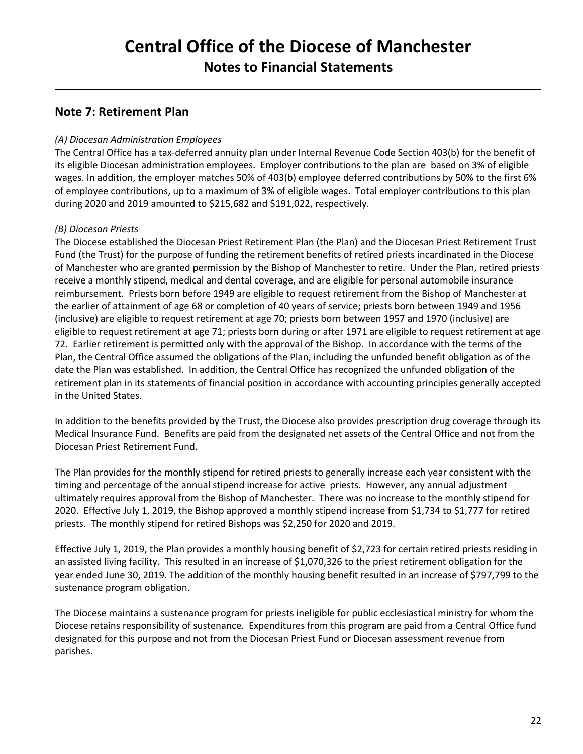# Central Office of the Diocese of Manchester
## Notes to Financial Statements

## Note 7: Retirement Plan

*(A) Diocesan Administration Employees*

The Central Office has a tax-deferred annuity plan under Internal Revenue Code Section 403(b) for the benefit of its eligible Diocesan administration employees. Employer contributions to the plan are based on 3% of eligible wages. In addition, the employer matches 50% of 403(b) employee deferred contributions by 50% to the first 6% of employee contributions, up to a maximum of 3% of eligible wages. Total employer contributions to this plan during 2020 and 2019 amounted to $215,682 and $191,022, respectively.

*(B) Diocesan Priests*

The Diocese established the Diocesan Priest Retirement Plan (the Plan) and the Diocesan Priest Retirement Trust Fund (the Trust) for the purpose of funding the retirement benefits of retired priests incardinated in the Diocese of Manchester who are granted permission by the Bishop of Manchester to retire. Under the Plan, retired priests receive a monthly stipend, medical and dental coverage, and are eligible for personal automobile insurance reimbursement. Priests born before 1949 are eligible to request retirement from the Bishop of Manchester at the earlier of attainment of age 68 or completion of 40 years of service; priests born between 1949 and 1956 (inclusive) are eligible to request retirement at age 70; priests born between 1957 and 1970 (inclusive) are eligible to request retirement at age 71; priests born during or after 1971 are eligible to request retirement at age 72. Earlier retirement is permitted only with the approval of the Bishop. In accordance with the terms of the Plan, the Central Office assumed the obligations of the Plan, including the unfunded benefit obligation as of the date the Plan was established. In addition, the Central Office has recognized the unfunded obligation of the retirement plan in its statements of financial position in accordance with accounting principles generally accepted in the United States.

In addition to the benefits provided by the Trust, the Diocese also provides prescription drug coverage through its Medical Insurance Fund. Benefits are paid from the designated net assets of the Central Office and not from the Diocesan Priest Retirement Fund.

The Plan provides for the monthly stipend for retired priests to generally increase each year consistent with the timing and percentage of the annual stipend increase for active priests. However, any annual adjustment ultimately requires approval from the Bishop of Manchester. There was no increase to the monthly stipend for 2020. Effective July 1, 2019, the Bishop approved a monthly stipend increase from $1,734 to $1,777 for retired priests. The monthly stipend for retired Bishops was $2,250 for 2020 and 2019.

Effective July 1, 2019, the Plan provides a monthly housing benefit of $2,723 for certain retired priests residing in an assisted living facility. This resulted in an increase of $1,070,326 to the priest retirement obligation for the year ended June 30, 2019. The addition of the monthly housing benefit resulted in an increase of $797,799 to the sustenance program obligation.

The Diocese maintains a sustenance program for priests ineligible for public ecclesiastical ministry for whom the Diocese retains responsibility of sustenance. Expenditures from this program are paid from a Central Office fund designated for this purpose and not from the Diocesan Priest Fund or Diocesan assessment revenue from parishes.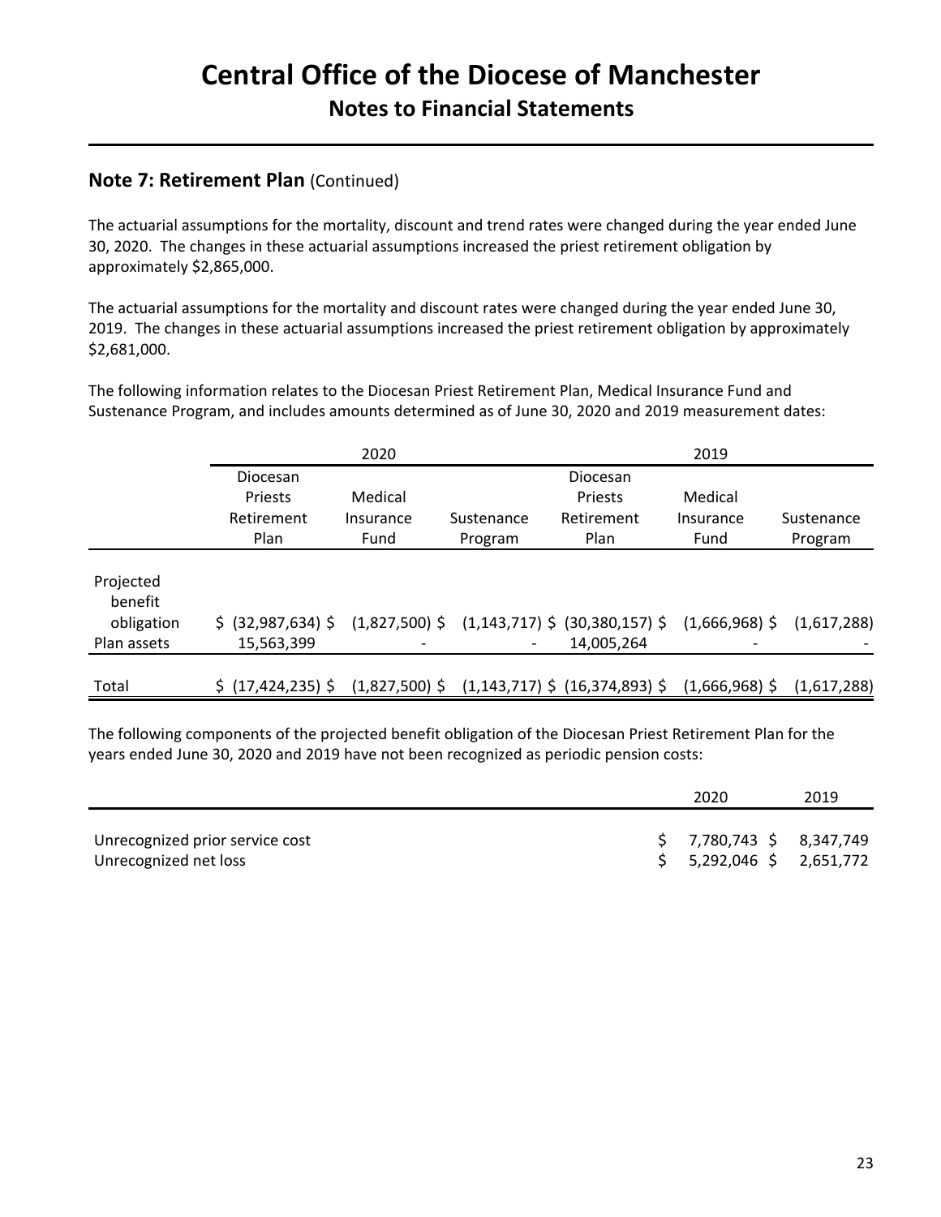# Central Office of the Diocese of Manchester

## Notes to Financial Statements

### Note 7: Retirement Plan (Continued)

The actuarial assumptions for the mortality, discount and trend rates were changed during the year ended June 30, 2020. The changes in these actuarial assumptions increased the priest retirement obligation by approximately $2,865,000.

The actuarial assumptions for the mortality and discount rates were changed during the year ended June 30, 2019. The changes in these actuarial assumptions increased the priest retirement obligation by approximately $2,681,000.

The following information relates to the Diocesan Priest Retirement Plan, Medical Insurance Fund and Sustenance Program, and includes amounts determined as of June 30, 2020 and 2019 measurement dates:

| | 2020 | | | 2019 | | |
|---|---|---|---|---|---|---|
| | Diocesan Priests Retirement Plan | Medical Insurance Fund | Sustenance Program | Diocesan Priests Retirement Plan | Medical Insurance Fund | Sustenance Program |
| Projected benefit obligation | $ (32,987,634) $ | (1,827,500) $ | (1,143,717) $ | (30,380,157) $ | (1,666,968) $ | (1,617,288) |
| Plan assets | 15,563,399 | - | - | 14,005,264 | - | - |
| Total | $ (17,424,235) $ | (1,827,500) $ | (1,143,717) $ | (16,374,893) $ | (1,666,968) $ | (1,617,288) |

The following components of the projected benefit obligation of the Diocesan Priest Retirement Plan for the years ended June 30, 2020 and 2019 have not been recognized as periodic pension costs:

| | 2020 | 2019 |
|---|---|---|
| Unrecognized prior service cost | $ 7,780,743 | $ 8,347,749 |
| Unrecognized net loss | $ 5,292,046 | $ 2,651,772 |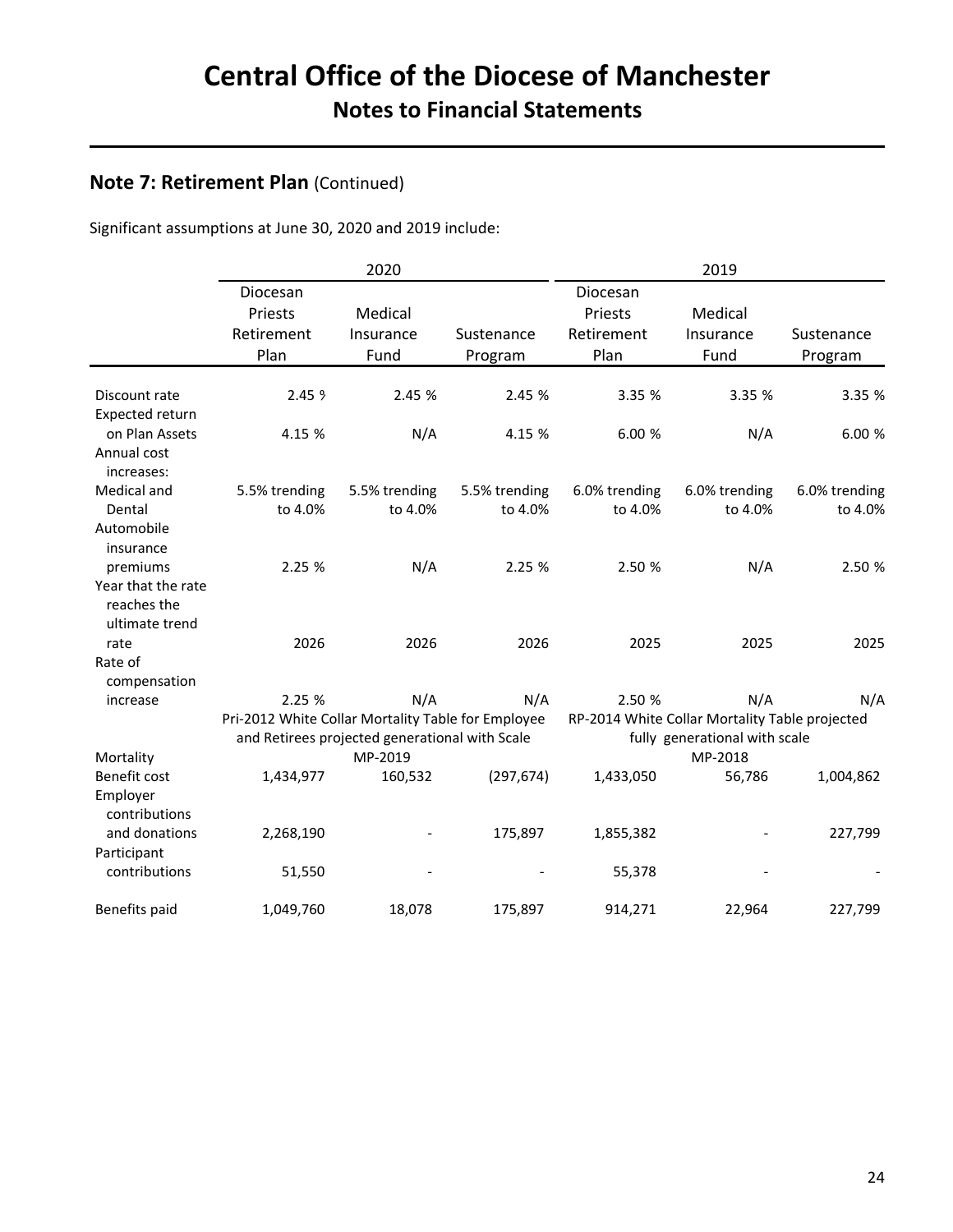# Central Office of the Diocese of Manchester

## Notes to Financial Statements

### Note 7: Retirement Plan (Continued)

Significant assumptions at June 30, 2020 and 2019 include:

| | 2020 | | | 2019 | | |
|---|---|---|---|---|---|---|
| | Diocesan Priests Retirement Plan | Medical Insurance Fund | Sustenance Program | Diocesan Priests Retirement Plan | Medical Insurance Fund | Sustenance Program |
| Discount rate | 2.45 % | 2.45 % | 2.45 % | 3.35 % | 3.35 % | 3.35 % |
| Expected return on Plan Assets | 4.15 % | N/A | 4.15 % | 6.00 % | N/A | 6.00 % |
| Annual cost increases: | | | | | | |
| Medical and Dental | 5.5% trending to 4.0% | 5.5% trending to 4.0% | 5.5% trending to 4.0% | 6.0% trending to 4.0% | 6.0% trending to 4.0% | 6.0% trending to 4.0% |
| Automobile insurance premiums | 2.25 % | N/A | 2.25 % | 2.50 % | N/A | 2.50 % |
| Year that the rate reaches the ultimate trend rate | 2026 | 2026 | 2026 | 2025 | 2025 | 2025 |
| Rate of compensation increase | 2.25 % | N/A | N/A | 2.50 % | N/A | N/A |
| Mortality | Pri-2012 White Collar Mortality Table for Employee and Retirees projected generational with Scale MP-2019 | | | RP-2014 White Collar Mortality Table projected fully generational with scale MP-2018 | | |
| Benefit cost | 1,434,977 | 160,532 | (297,674) | 1,433,050 | 56,786 | 1,004,862 |
| Employer contributions and donations | 2,268,190 | - | 175,897 | 1,855,382 | - | 227,799 |
| Participant contributions | 51,550 | - | - | 55,378 | - | - |
| Benefits paid | 1,049,760 | 18,078 | 175,897 | 914,271 | 22,964 | 227,799 |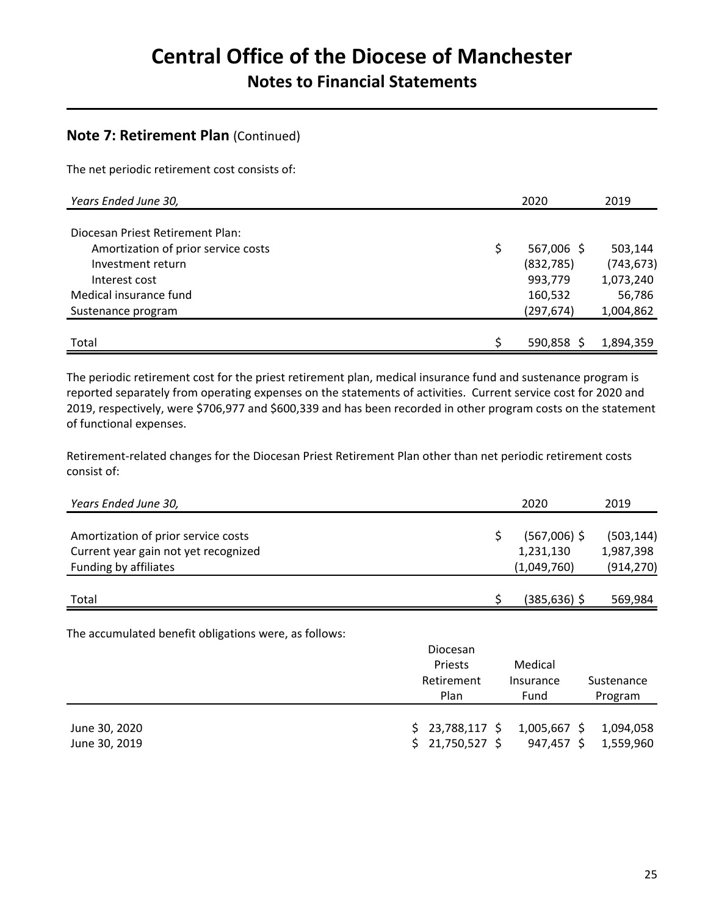# Central Office of the Diocese of Manchester

## Notes to Financial Statements

### Note 7: Retirement Plan (Continued)

The net periodic retirement cost consists of:

| *Years Ended June 30,* | 2020 | 2019 |
|---|---|---|
| Diocesan Priest Retirement Plan: | | |
| Amortization of prior service costs | $ 567,006 | $ 503,144 |
| Investment return | (832,785) | (743,673) |
| Interest cost | 993,779 | 1,073,240 |
| Medical insurance fund | 160,532 | 56,786 |
| Sustenance program | (297,674) | 1,004,862 |
| Total | $ 590,858 | $ 1,894,359 |

The periodic retirement cost for the priest retirement plan, medical insurance fund and sustenance program is reported separately from operating expenses on the statements of activities. Current service cost for 2020 and 2019, respectively, were $706,977 and $600,339 and has been recorded in other program costs on the statement of functional expenses.

Retirement-related changes for the Diocesan Priest Retirement Plan other than net periodic retirement costs consist of:

| *Years Ended June 30,* | 2020 | 2019 |
|---|---|---|
| Amortization of prior service costs | $ (567,006) | $ (503,144) |
| Current year gain not yet recognized | 1,231,130 | 1,987,398 |
| Funding by affiliates | (1,049,760) | (914,270) |
| Total | $ (385,636) | $ 569,984 |

The accumulated benefit obligations were, as follows:

| | Diocesan Priests Retirement Plan | Medical Insurance Fund | Sustenance Program |
|---|---|---|---|
| June 30, 2020 | $ 23,788,117 | $ 1,005,667 | $ 1,094,058 |
| June 30, 2019 | $ 21,750,527 | $ 947,457 | $ 1,559,960 |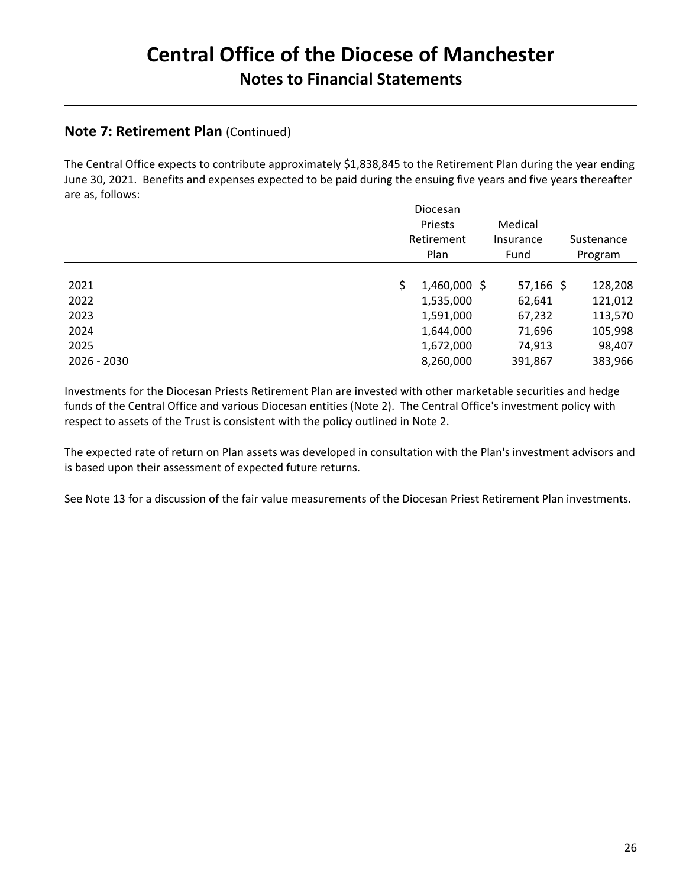# Central Office of the Diocese of Manchester

## Notes to Financial Statements

### Note 7: Retirement Plan (Continued)

The Central Office expects to contribute approximately $1,838,845 to the Retirement Plan during the year ending June 30, 2021. Benefits and expenses expected to be paid during the ensuing five years and five years thereafter are as, follows:

| | Diocesan Priests Retirement Plan | Medical Insurance Fund | Sustenance Program |
|---|---|---|---|
| 2021 | $ 1,460,000 | $ 57,166 | $ 128,208 |
| 2022 | 1,535,000 | 62,641 | 121,012 |
| 2023 | 1,591,000 | 67,232 | 113,570 |
| 2024 | 1,644,000 | 71,696 | 105,998 |
| 2025 | 1,672,000 | 74,913 | 98,407 |
| 2026 - 2030 | 8,260,000 | 391,867 | 383,966 |

Investments for the Diocesan Priests Retirement Plan are invested with other marketable securities and hedge funds of the Central Office and various Diocesan entities (Note 2). The Central Office's investment policy with respect to assets of the Trust is consistent with the policy outlined in Note 2.

The expected rate of return on Plan assets was developed in consultation with the Plan's investment advisors and is based upon their assessment of expected future returns.

See Note 13 for a discussion of the fair value measurements of the Diocesan Priest Retirement Plan investments.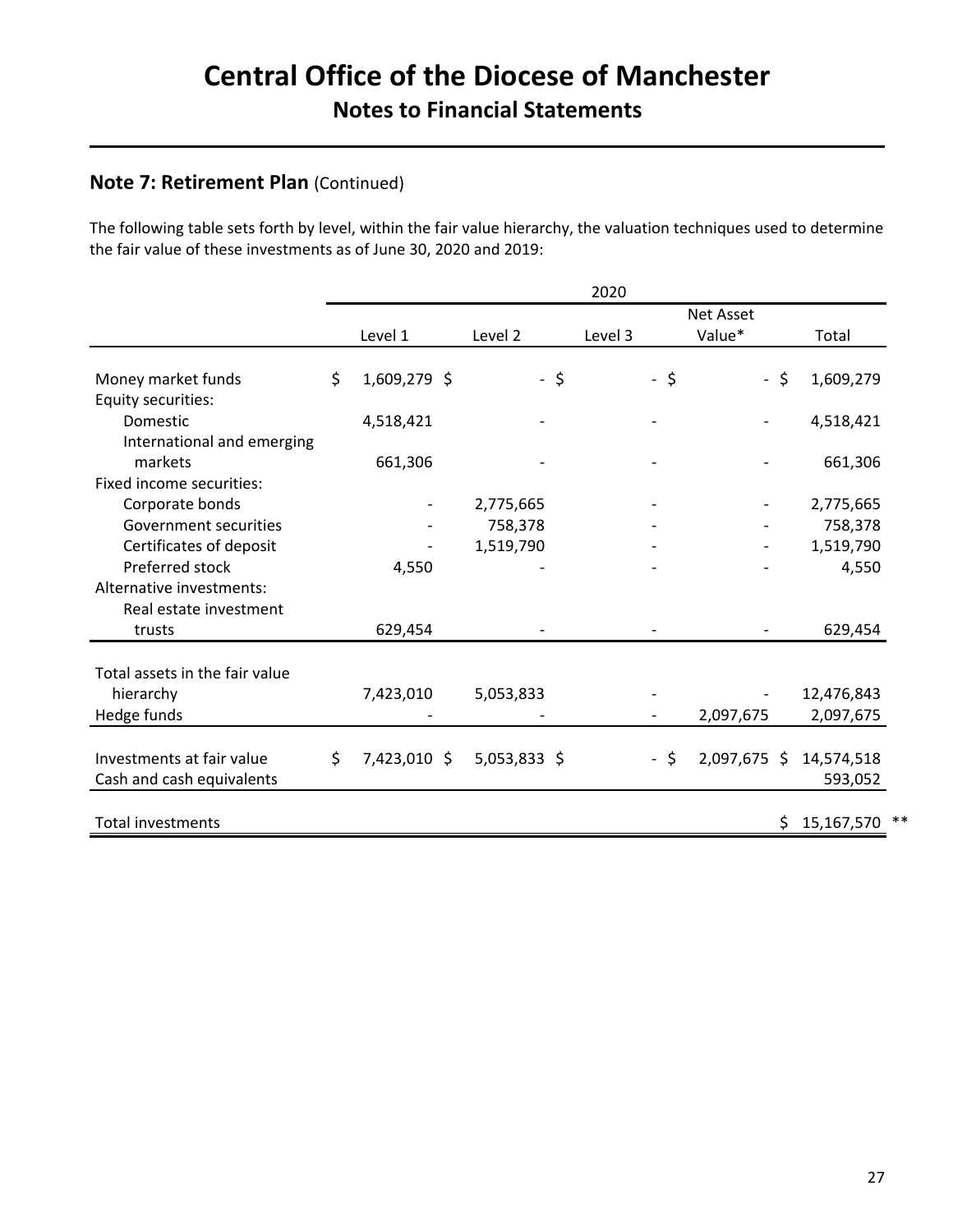# Central Office of the Diocese of Manchester

## Notes to Financial Statements

### Note 7: Retirement Plan (Continued)

The following table sets forth by level, within the fair value hierarchy, the valuation techniques used to determine the fair value of these investments as of June 30, 2020 and 2019:

| | 2020 | | | | |
|---|---|---|---|---|---|
| | Level 1 | Level 2 | Level 3 | Net Asset Value* | Total |
| Money market funds | $ 1,609,279 | $ - | $ - | $ - | $ 1,609,279 |
| Equity securities: | | | | | |
| Domestic | 4,518,421 | - | - | - | 4,518,421 |
| International and emerging markets | 661,306 | - | - | - | 661,306 |
| Fixed income securities: | | | | | |
| Corporate bonds | - | 2,775,665 | - | - | 2,775,665 |
| Government securities | - | 758,378 | - | - | 758,378 |
| Certificates of deposit | - | 1,519,790 | - | - | 1,519,790 |
| Preferred stock | 4,550 | - | - | - | 4,550 |
| Alternative investments: | | | | | |
| Real estate investment trusts | 629,454 | - | - | - | 629,454 |
| Total assets in the fair value hierarchy | 7,423,010 | 5,053,833 | - | - | 12,476,843 |
| Hedge funds | - | - | - | 2,097,675 | 2,097,675 |
| Investments at fair value | $ 7,423,010 | $ 5,053,833 | $ - | $ 2,097,675 | $ 14,574,518 |
| Cash and cash equivalents | | | | | 593,052 |
| Total investments | | | | | $ 15,167,570 ** |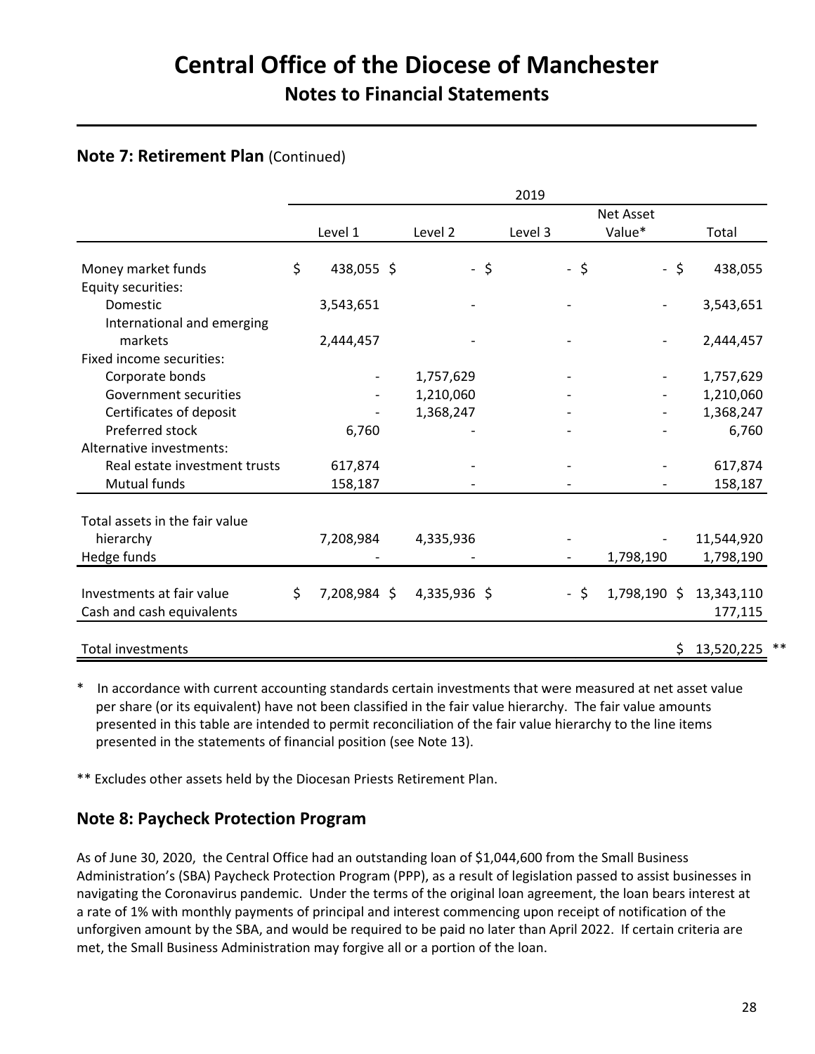# Central Office of the Diocese of Manchester

## Notes to Financial Statements

### Note 7: Retirement Plan (Continued)

| | 2019 | | | | |
|---|---|---|---|---|---|
| | Level 1 | Level 2 | Level 3 | Net Asset Value* | Total |
| Money market funds | $ 438,055 | $ - | $ - | $ - | $ 438,055 |
| Equity securities: | | | | | |
| Domestic | 3,543,651 | - | - | - | 3,543,651 |
| International and emerging markets | 2,444,457 | - | - | - | 2,444,457 |
| Fixed income securities: | | | | | |
| Corporate bonds | - | 1,757,629 | - | - | 1,757,629 |
| Government securities | - | 1,210,060 | - | - | 1,210,060 |
| Certificates of deposit | - | 1,368,247 | - | - | 1,368,247 |
| Preferred stock | 6,760 | - | - | - | 6,760 |
| Alternative investments: | | | | | |
| Real estate investment trusts | 617,874 | - | - | - | 617,874 |
| Mutual funds | 158,187 | - | - | - | 158,187 |
| Total assets in the fair value hierarchy | 7,208,984 | 4,335,936 | - | - | 11,544,920 |
| Hedge funds | - | - | - | 1,798,190 | 1,798,190 |
| Investments at fair value | $ 7,208,984 | $ 4,335,936 | $ - | $ 1,798,190 | $ 13,343,110 |
| Cash and cash equivalents | | | | | 177,115 |
| Total investments | | | | | $ 13,520,225 ** |

\* In accordance with current accounting standards certain investments that were measured at net asset value per share (or its equivalent) have not been classified in the fair value hierarchy. The fair value amounts presented in this table are intended to permit reconciliation of the fair value hierarchy to the line items presented in the statements of financial position (see Note 13).

** Excludes other assets held by the Diocesan Priests Retirement Plan.

### Note 8: Paycheck Protection Program

As of June 30, 2020, the Central Office had an outstanding loan of $1,044,600 from the Small Business Administration's (SBA) Paycheck Protection Program (PPP), as a result of legislation passed to assist businesses in navigating the Coronavirus pandemic. Under the terms of the original loan agreement, the loan bears interest at a rate of 1% with monthly payments of principal and interest commencing upon receipt of notification of the unforgiven amount by the SBA, and would be required to be paid no later than April 2022. If certain criteria are met, the Small Business Administration may forgive all or a portion of the loan.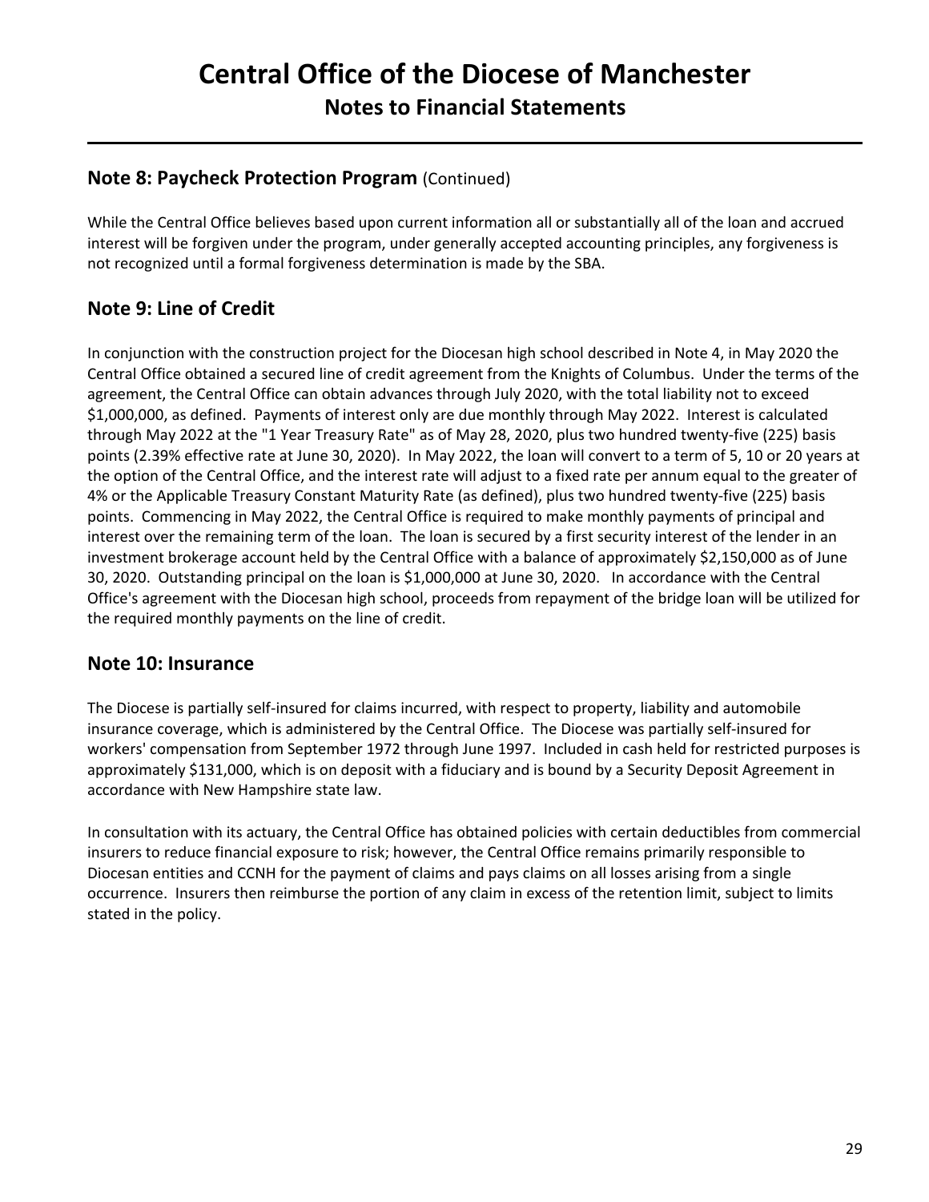## Note 8: Paycheck Protection Program (Continued)

While the Central Office believes based upon current information all or substantially all of the loan and accrued interest will be forgiven under the program, under generally accepted accounting principles, any forgiveness is not recognized until a formal forgiveness determination is made by the SBA.

## Note 9: Line of Credit

In conjunction with the construction project for the Diocesan high school described in Note 4, in May 2020 the Central Office obtained a secured line of credit agreement from the Knights of Columbus. Under the terms of the agreement, the Central Office can obtain advances through July 2020, with the total liability not to exceed $1,000,000, as defined. Payments of interest only are due monthly through May 2022. Interest is calculated through May 2022 at the "1 Year Treasury Rate" as of May 28, 2020, plus two hundred twenty-five (225) basis points (2.39% effective rate at June 30, 2020). In May 2022, the loan will convert to a term of 5, 10 or 20 years at the option of the Central Office, and the interest rate will adjust to a fixed rate per annum equal to the greater of 4% or the Applicable Treasury Constant Maturity Rate (as defined), plus two hundred twenty-five (225) basis points. Commencing in May 2022, the Central Office is required to make monthly payments of principal and interest over the remaining term of the loan. The loan is secured by a first security interest of the lender in an investment brokerage account held by the Central Office with a balance of approximately $2,150,000 as of June 30, 2020. Outstanding principal on the loan is $1,000,000 at June 30, 2020. In accordance with the Central Office's agreement with the Diocesan high school, proceeds from repayment of the bridge loan will be utilized for the required monthly payments on the line of credit.

## Note 10: Insurance

The Diocese is partially self-insured for claims incurred, with respect to property, liability and automobile insurance coverage, which is administered by the Central Office. The Diocese was partially self-insured for workers' compensation from September 1972 through June 1997. Included in cash held for restricted purposes is approximately $131,000, which is on deposit with a fiduciary and is bound by a Security Deposit Agreement in accordance with New Hampshire state law.

In consultation with its actuary, the Central Office has obtained policies with certain deductibles from commercial insurers to reduce financial exposure to risk; however, the Central Office remains primarily responsible to Diocesan entities and CCNH for the payment of claims and pays claims on all losses arising from a single occurrence. Insurers then reimburse the portion of any claim in excess of the retention limit, subject to limits stated in the policy.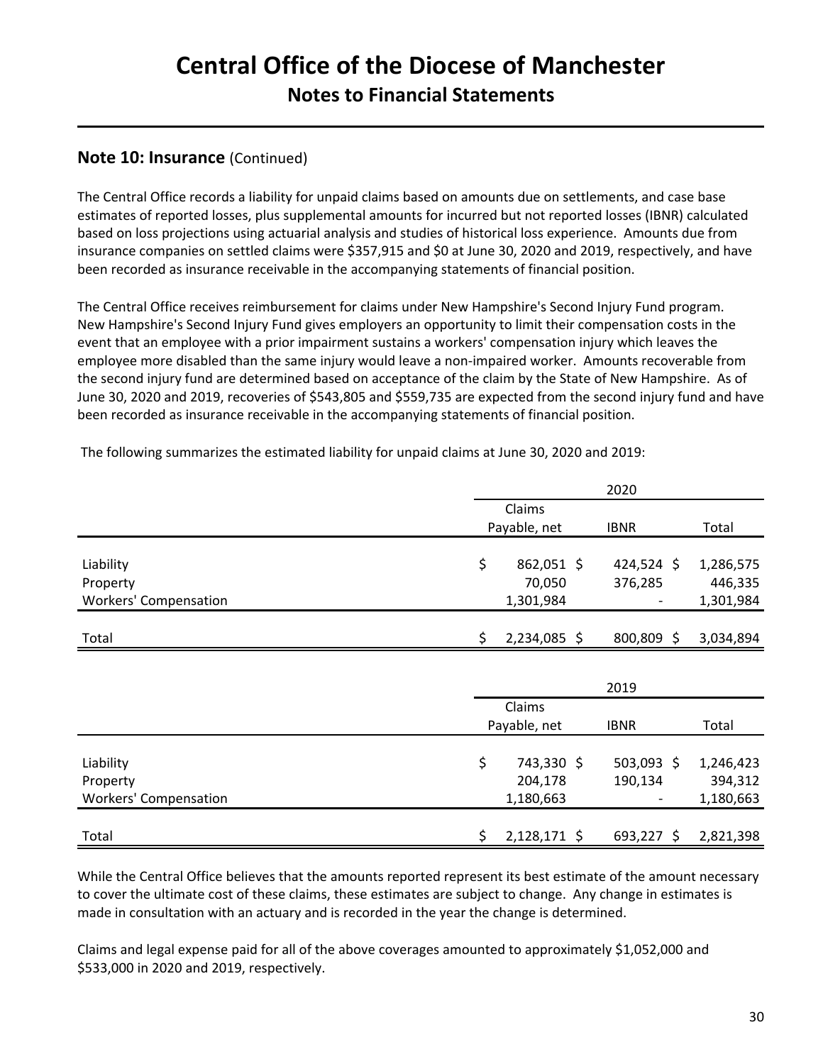# Central Office of the Diocese of Manchester

## Notes to Financial Statements

### Note 10: Insurance (Continued)

The Central Office records a liability for unpaid claims based on amounts due on settlements, and case base estimates of reported losses, plus supplemental amounts for incurred but not reported losses (IBNR) calculated based on loss projections using actuarial analysis and studies of historical loss experience. Amounts due from insurance companies on settled claims were $357,915 and $0 at June 30, 2020 and 2019, respectively, and have been recorded as insurance receivable in the accompanying statements of financial position.

The Central Office receives reimbursement for claims under New Hampshire's Second Injury Fund program. New Hampshire's Second Injury Fund gives employers an opportunity to limit their compensation costs in the event that an employee with a prior impairment sustains a workers' compensation injury which leaves the employee more disabled than the same injury would leave a non-impaired worker. Amounts recoverable from the second injury fund are determined based on acceptance of the claim by the State of New Hampshire. As of June 30, 2020 and 2019, recoveries of $543,805 and $559,735 are expected from the second injury fund and have been recorded as insurance receivable in the accompanying statements of financial position.

The following summarizes the estimated liability for unpaid claims at June 30, 2020 and 2019:

| | 2020 | | |
|---|---|---|---|
| | Claims Payable, net | IBNR | Total |
| Liability | $ 862,051 | $ 424,524 | $ 1,286,575 |
| Property | 70,050 | 376,285 | 446,335 |
| Workers' Compensation | 1,301,984 | - | 1,301,984 |
| Total | $ 2,234,085 | $ 800,809 | $ 3,034,894 |

| | 2019 | | |
|---|---|---|---|
| | Claims Payable, net | IBNR | Total |
| Liability | $ 743,330 | $ 503,093 | $ 1,246,423 |
| Property | 204,178 | 190,134 | 394,312 |
| Workers' Compensation | 1,180,663 | - | 1,180,663 |
| Total | $ 2,128,171 | $ 693,227 | $ 2,821,398 |

While the Central Office believes that the amounts reported represent its best estimate of the amount necessary to cover the ultimate cost of these claims, these estimates are subject to change. Any change in estimates is made in consultation with an actuary and is recorded in the year the change is determined.

Claims and legal expense paid for all of the above coverages amounted to approximately $1,052,000 and $533,000 in 2020 and 2019, respectively.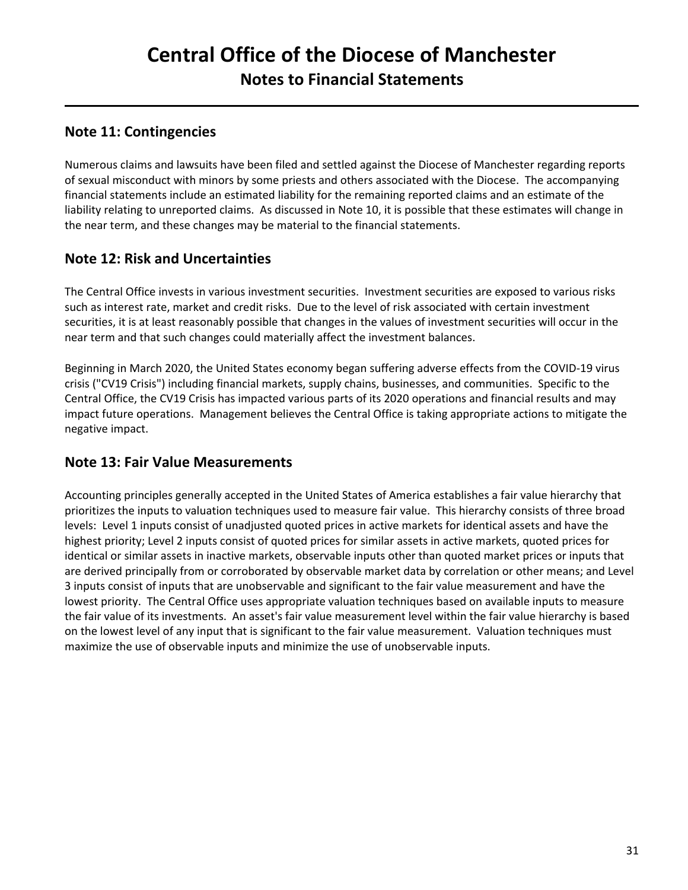# Central Office of the Diocese of Manchester

## Notes to Financial Statements

### Note 11: Contingencies

Numerous claims and lawsuits have been filed and settled against the Diocese of Manchester regarding reports of sexual misconduct with minors by some priests and others associated with the Diocese. The accompanying financial statements include an estimated liability for the remaining reported claims and an estimate of the liability relating to unreported claims. As discussed in Note 10, it is possible that these estimates will change in the near term, and these changes may be material to the financial statements.

### Note 12: Risk and Uncertainties

The Central Office invests in various investment securities. Investment securities are exposed to various risks such as interest rate, market and credit risks. Due to the level of risk associated with certain investment securities, it is at least reasonably possible that changes in the values of investment securities will occur in the near term and that such changes could materially affect the investment balances.

Beginning in March 2020, the United States economy began suffering adverse effects from the COVID-19 virus crisis ("CV19 Crisis") including financial markets, supply chains, businesses, and communities. Specific to the Central Office, the CV19 Crisis has impacted various parts of its 2020 operations and financial results and may impact future operations. Management believes the Central Office is taking appropriate actions to mitigate the negative impact.

### Note 13: Fair Value Measurements

Accounting principles generally accepted in the United States of America establishes a fair value hierarchy that prioritizes the inputs to valuation techniques used to measure fair value. This hierarchy consists of three broad levels: Level 1 inputs consist of unadjusted quoted prices in active markets for identical assets and have the highest priority; Level 2 inputs consist of quoted prices for similar assets in active markets, quoted prices for identical or similar assets in inactive markets, observable inputs other than quoted market prices or inputs that are derived principally from or corroborated by observable market data by correlation or other means; and Level 3 inputs consist of inputs that are unobservable and significant to the fair value measurement and have the lowest priority. The Central Office uses appropriate valuation techniques based on available inputs to measure the fair value of its investments. An asset's fair value measurement level within the fair value hierarchy is based on the lowest level of any input that is significant to the fair value measurement. Valuation techniques must maximize the use of observable inputs and minimize the use of unobservable inputs.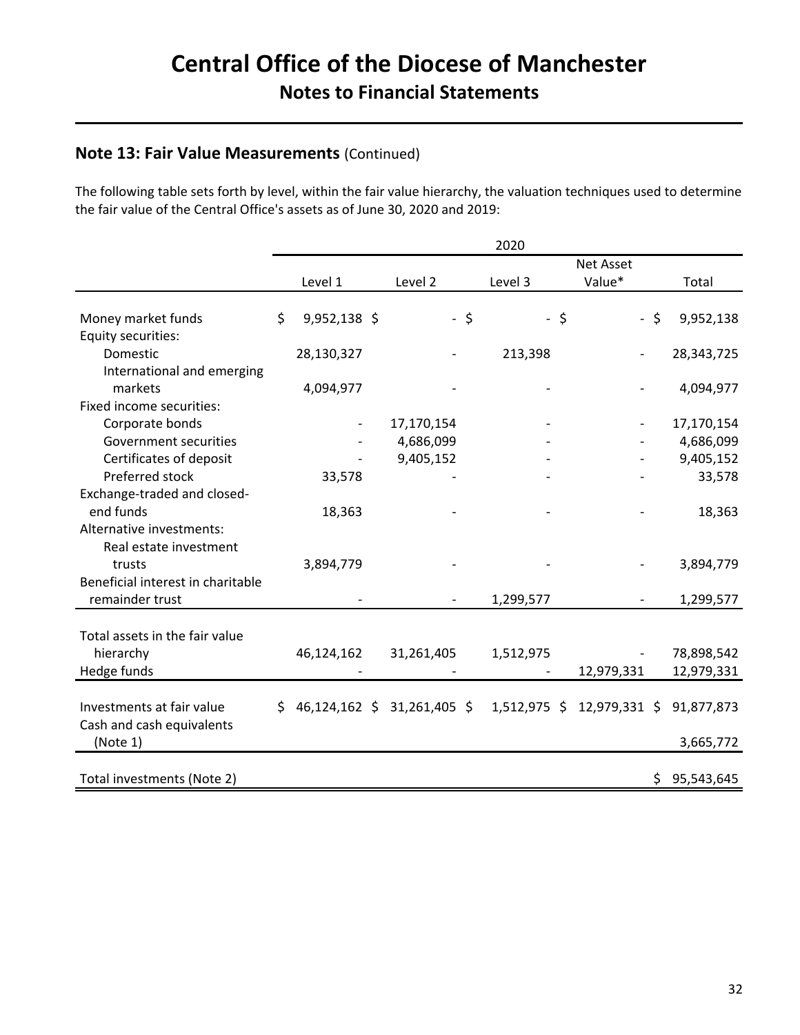# Central Office of the Diocese of Manchester

## Notes to Financial Statements

### Note 13: Fair Value Measurements (Continued)

The following table sets forth by level, within the fair value hierarchy, the valuation techniques used to determine the fair value of the Central Office's assets as of June 30, 2020 and 2019:

| | 2020 | | | | |
|---|---|---|---|---|---|
| | Level 1 | Level 2 | Level 3 | Net Asset Value* | Total |
| Money market funds | $ 9,952,138 | $ - | $ - | $ - | $ 9,952,138 |
| Equity securities: | | | | | |
| Domestic | 28,130,327 | - | 213,398 | - | 28,343,725 |
| International and emerging markets | 4,094,977 | - | - | - | 4,094,977 |
| Fixed income securities: | | | | | |
| Corporate bonds | - | 17,170,154 | - | - | 17,170,154 |
| Government securities | - | 4,686,099 | - | - | 4,686,099 |
| Certificates of deposit | - | 9,405,152 | - | - | 9,405,152 |
| Preferred stock | 33,578 | - | - | - | 33,578 |
| Exchange-traded and closed-end funds | 18,363 | - | - | - | 18,363 |
| Alternative investments: | | | | | |
| Real estate investment trusts | 3,894,779 | - | - | - | 3,894,779 |
| Beneficial interest in charitable remainder trust | - | - | 1,299,577 | - | 1,299,577 |
| Total assets in the fair value hierarchy | 46,124,162 | 31,261,405 | 1,512,975 | - | 78,898,542 |
| Hedge funds | - | - | - | 12,979,331 | 12,979,331 |
| Investments at fair value | $ 46,124,162 | $ 31,261,405 | $ 1,512,975 | $ 12,979,331 | $ 91,877,873 |
| Cash and cash equivalents (Note 1) | | | | | 3,665,772 |
| Total investments (Note 2) | | | | | $ 95,543,645 |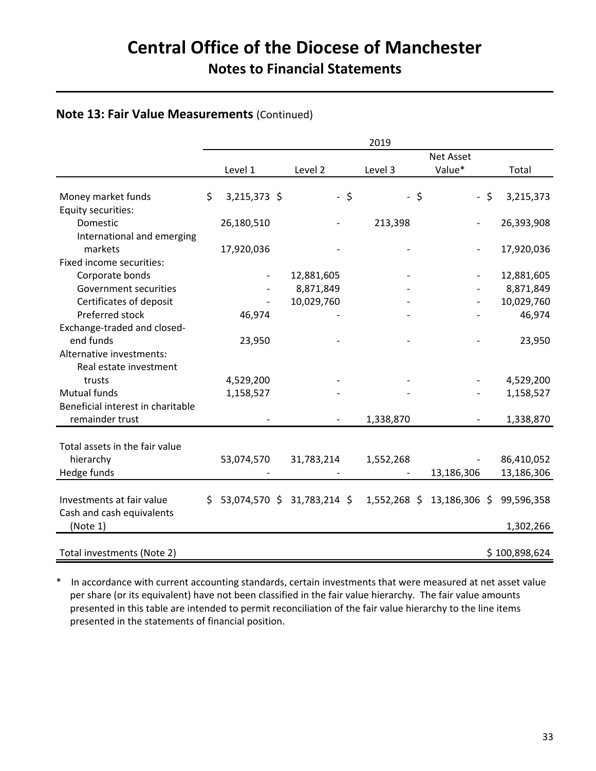# Central Office of the Diocese of Manchester

## Notes to Financial Statements

### Note 13: Fair Value Measurements (Continued)

| | 2019 | | | | |
|---|---|---|---|---|---|
| | Level 1 | Level 2 | Level 3 | Net Asset Value* | Total |
| Money market funds | $ 3,215,373 | $ - | $ - | $ - | $ 3,215,373 |
| Equity securities: | | | | | |
| Domestic | 26,180,510 | - | 213,398 | - | 26,393,908 |
| International and emerging markets | 17,920,036 | - | - | - | 17,920,036 |
| Fixed income securities: | | | | | |
| Corporate bonds | - | 12,881,605 | - | - | 12,881,605 |
| Government securities | - | 8,871,849 | - | - | 8,871,849 |
| Certificates of deposit | - | 10,029,760 | - | - | 10,029,760 |
| Preferred stock | 46,974 | - | - | - | 46,974 |
| Exchange-traded and closed-end funds | 23,950 | - | - | - | 23,950 |
| Alternative investments: | | | | | |
| Real estate investment trusts | 4,529,200 | - | - | - | 4,529,200 |
| Mutual funds | 1,158,527 | - | - | - | 1,158,527 |
| Beneficial interest in charitable remainder trust | - | - | 1,338,870 | - | 1,338,870 |
| Total assets in the fair value hierarchy | 53,074,570 | 31,783,214 | 1,552,268 | - | 86,410,052 |
| Hedge funds | - | - | - | 13,186,306 | 13,186,306 |
| Investments at fair value | $ 53,074,570 | $ 31,783,214 | $ 1,552,268 | $ 13,186,306 | $ 99,596,358 |
| Cash and cash equivalents (Note 1) | | | | | 1,302,266 |
| Total investments (Note 2) | | | | | $ 100,898,624 |

\* In accordance with current accounting standards, certain investments that were measured at net asset value per share (or its equivalent) have not been classified in the fair value hierarchy. The fair value amounts presented in this table are intended to permit reconciliation of the fair value hierarchy to the line items presented in the statements of financial position.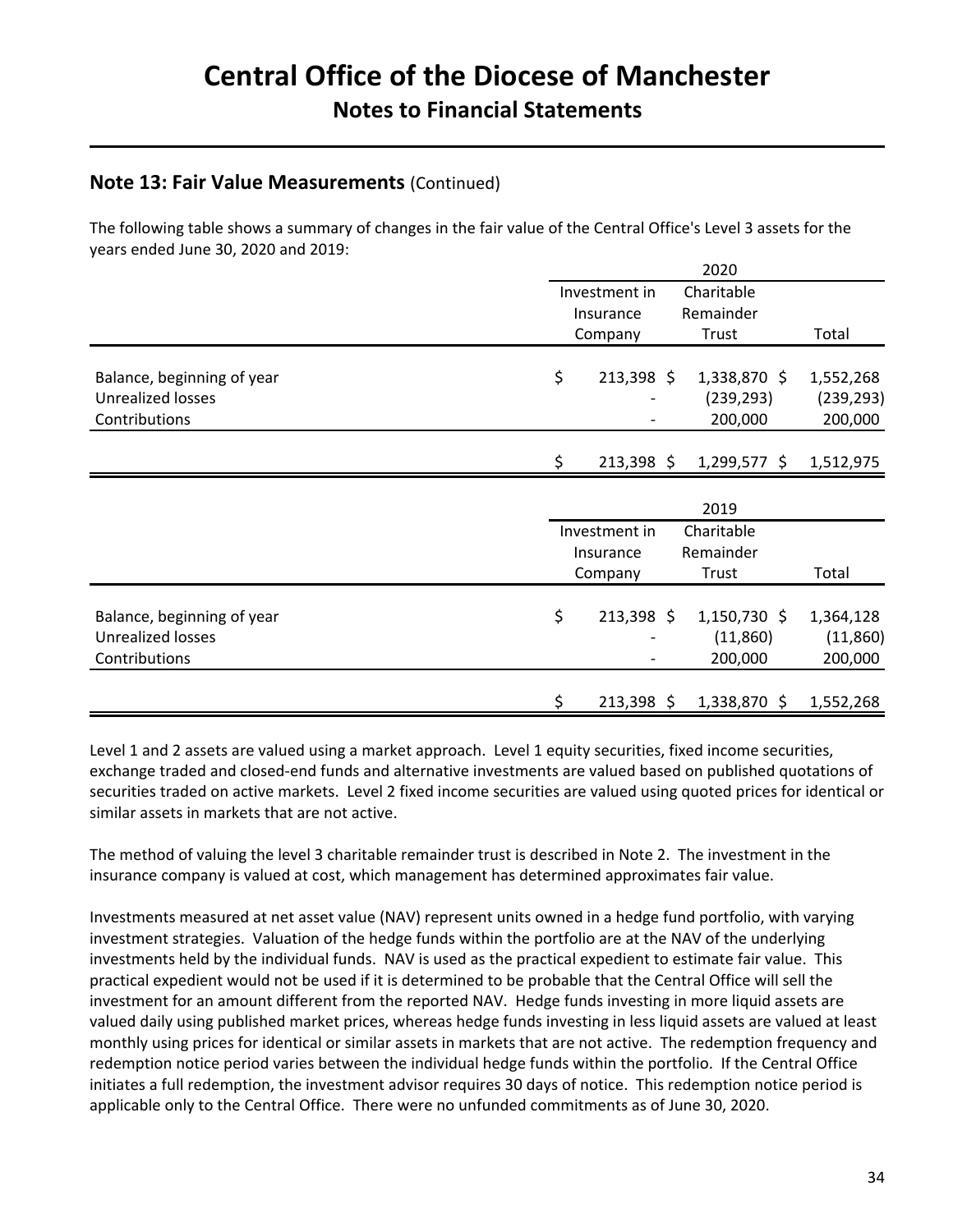# Central Office of the Diocese of Manchester

## Notes to Financial Statements

### Note 13: Fair Value Measurements (Continued)

The following table shows a summary of changes in the fair value of the Central Office's Level 3 assets for the years ended June 30, 2020 and 2019:

| | 2020 | | |
|---|---|---|---|
| | Investment in Insurance Company | Charitable Remainder Trust | Total |
| Balance, beginning of year | $ 213,398 | $ 1,338,870 | $ 1,552,268 |
| Unrealized losses | - | (239,293) | (239,293) |
| Contributions | - | 200,000 | 200,000 |
| | $ 213,398 | $ 1,299,577 | $ 1,512,975 |

| | 2019 | | |
|---|---|---|---|
| | Investment in Insurance Company | Charitable Remainder Trust | Total |
| Balance, beginning of year | $ 213,398 | $ 1,150,730 | $ 1,364,128 |
| Unrealized losses | - | (11,860) | (11,860) |
| Contributions | - | 200,000 | 200,000 |
| | $ 213,398 | $ 1,338,870 | $ 1,552,268 |

Level 1 and 2 assets are valued using a market approach. Level 1 equity securities, fixed income securities, exchange traded and closed-end funds and alternative investments are valued based on published quotations of securities traded on active markets. Level 2 fixed income securities are valued using quoted prices for identical or similar assets in markets that are not active.

The method of valuing the level 3 charitable remainder trust is described in Note 2. The investment in the insurance company is valued at cost, which management has determined approximates fair value.

Investments measured at net asset value (NAV) represent units owned in a hedge fund portfolio, with varying investment strategies. Valuation of the hedge funds within the portfolio are at the NAV of the underlying investments held by the individual funds. NAV is used as the practical expedient to estimate fair value. This practical expedient would not be used if it is determined to be probable that the Central Office will sell the investment for an amount different from the reported NAV. Hedge funds investing in more liquid assets are valued daily using published market prices, whereas hedge funds investing in less liquid assets are valued at least monthly using prices for identical or similar assets in markets that are not active. The redemption frequency and redemption notice period varies between the individual hedge funds within the portfolio. If the Central Office initiates a full redemption, the investment advisor requires 30 days of notice. This redemption notice period is applicable only to the Central Office. There were no unfunded commitments as of June 30, 2020.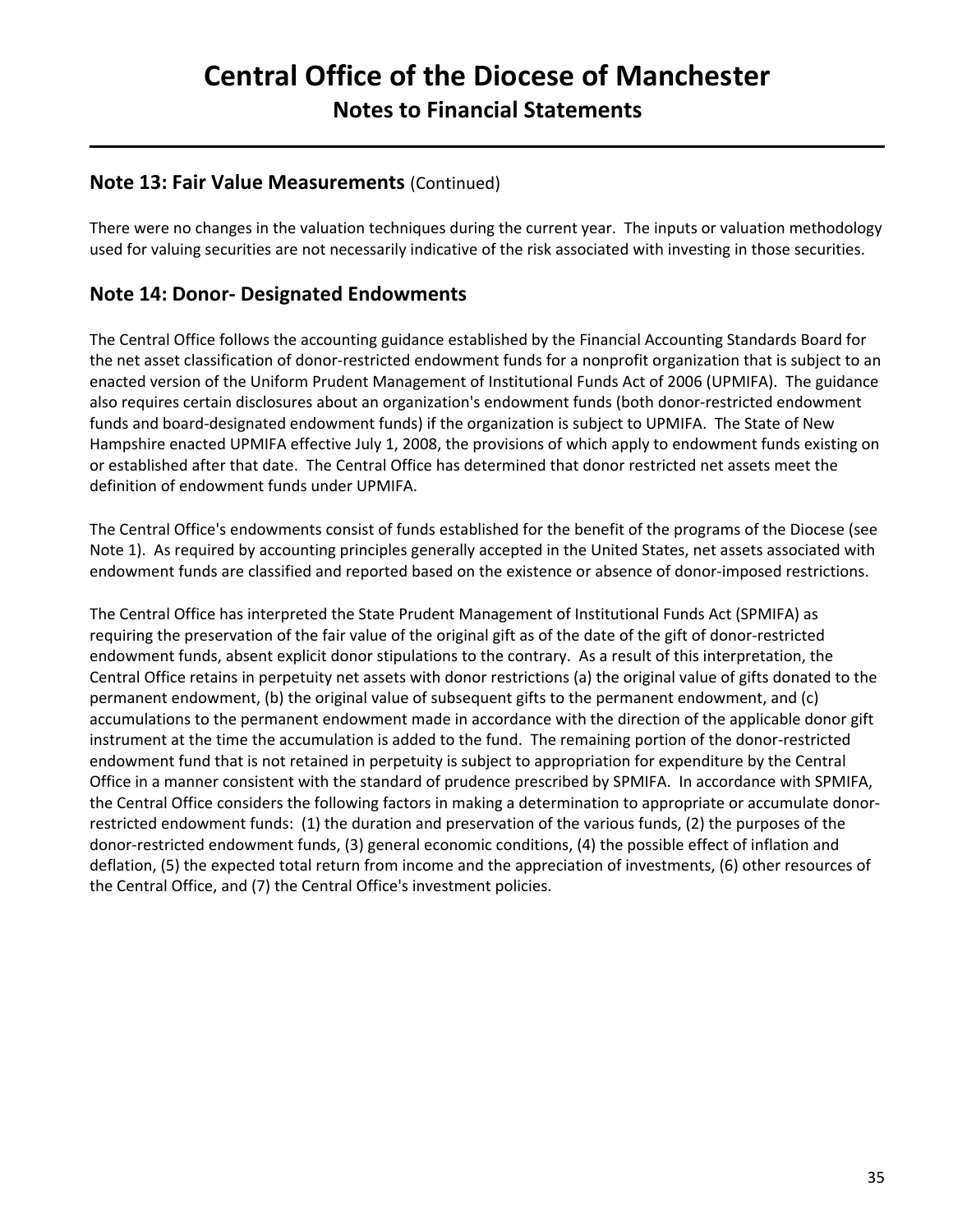## Note 13: Fair Value Measurements (Continued)

There were no changes in the valuation techniques during the current year. The inputs or valuation methodology used for valuing securities are not necessarily indicative of the risk associated with investing in those securities.

## Note 14: Donor- Designated Endowments

The Central Office follows the accounting guidance established by the Financial Accounting Standards Board for the net asset classification of donor-restricted endowment funds for a nonprofit organization that is subject to an enacted version of the Uniform Prudent Management of Institutional Funds Act of 2006 (UPMIFA). The guidance also requires certain disclosures about an organization's endowment funds (both donor-restricted endowment funds and board-designated endowment funds) if the organization is subject to UPMIFA. The State of New Hampshire enacted UPMIFA effective July 1, 2008, the provisions of which apply to endowment funds existing on or established after that date. The Central Office has determined that donor restricted net assets meet the definition of endowment funds under UPMIFA.

The Central Office's endowments consist of funds established for the benefit of the programs of the Diocese (see Note 1). As required by accounting principles generally accepted in the United States, net assets associated with endowment funds are classified and reported based on the existence or absence of donor-imposed restrictions.

The Central Office has interpreted the State Prudent Management of Institutional Funds Act (SPMIFA) as requiring the preservation of the fair value of the original gift as of the date of the gift of donor-restricted endowment funds, absent explicit donor stipulations to the contrary. As a result of this interpretation, the Central Office retains in perpetuity net assets with donor restrictions (a) the original value of gifts donated to the permanent endowment, (b) the original value of subsequent gifts to the permanent endowment, and (c) accumulations to the permanent endowment made in accordance with the direction of the applicable donor gift instrument at the time the accumulation is added to the fund. The remaining portion of the donor-restricted endowment fund that is not retained in perpetuity is subject to appropriation for expenditure by the Central Office in a manner consistent with the standard of prudence prescribed by SPMIFA. In accordance with SPMIFA, the Central Office considers the following factors in making a determination to appropriate or accumulate donor-restricted endowment funds: (1) the duration and preservation of the various funds, (2) the purposes of the donor-restricted endowment funds, (3) general economic conditions, (4) the possible effect of inflation and deflation, (5) the expected total return from income and the appreciation of investments, (6) other resources of the Central Office, and (7) the Central Office's investment policies.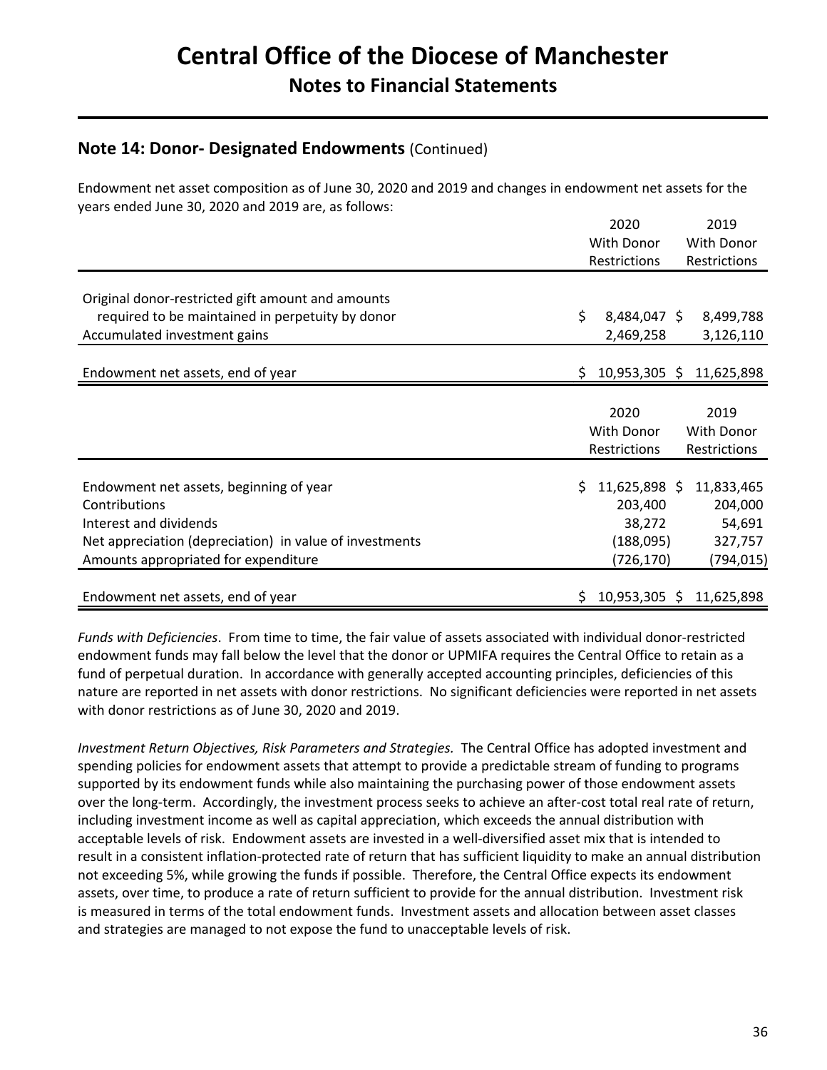## Note 14: Donor- Designated Endowments (Continued)

Endowment net asset composition as of June 30, 2020 and 2019 and changes in endowment net assets for the years ended June 30, 2020 and 2019 are, as follows:

| | 2020 With Donor Restrictions | 2019 With Donor Restrictions |
|---|---|---|
| Original donor-restricted gift amount and amounts required to be maintained in perpetuity by donor | $ 8,484,047 | $ 8,499,788 |
| Accumulated investment gains | 2,469,258 | 3,126,110 |
| Endowment net assets, end of year | $ 10,953,305 | $ 11,625,898 |

| | 2020 With Donor Restrictions | 2019 With Donor Restrictions |
|---|---|---|
| Endowment net assets, beginning of year | $ 11,625,898 | $ 11,833,465 |
| Contributions | 203,400 | 204,000 |
| Interest and dividends | 38,272 | 54,691 |
| Net appreciation (depreciation) in value of investments | (188,095) | 327,757 |
| Amounts appropriated for expenditure | (726,170) | (794,015) |
| Endowment net assets, end of year | $ 10,953,305 | $ 11,625,898 |

*Funds with Deficiencies*. From time to time, the fair value of assets associated with individual donor-restricted endowment funds may fall below the level that the donor or UPMIFA requires the Central Office to retain as a fund of perpetual duration. In accordance with generally accepted accounting principles, deficiencies of this nature are reported in net assets with donor restrictions. No significant deficiencies were reported in net assets with donor restrictions as of June 30, 2020 and 2019.

*Investment Return Objectives, Risk Parameters and Strategies.* The Central Office has adopted investment and spending policies for endowment assets that attempt to provide a predictable stream of funding to programs supported by its endowment funds while also maintaining the purchasing power of those endowment assets over the long-term. Accordingly, the investment process seeks to achieve an after-cost total real rate of return, including investment income as well as capital appreciation, which exceeds the annual distribution with acceptable levels of risk. Endowment assets are invested in a well-diversified asset mix that is intended to result in a consistent inflation-protected rate of return that has sufficient liquidity to make an annual distribution not exceeding 5%, while growing the funds if possible. Therefore, the Central Office expects its endowment assets, over time, to produce a rate of return sufficient to provide for the annual distribution. Investment risk is measured in terms of the total endowment funds. Investment assets and allocation between asset classes and strategies are managed to not expose the fund to unacceptable levels of risk.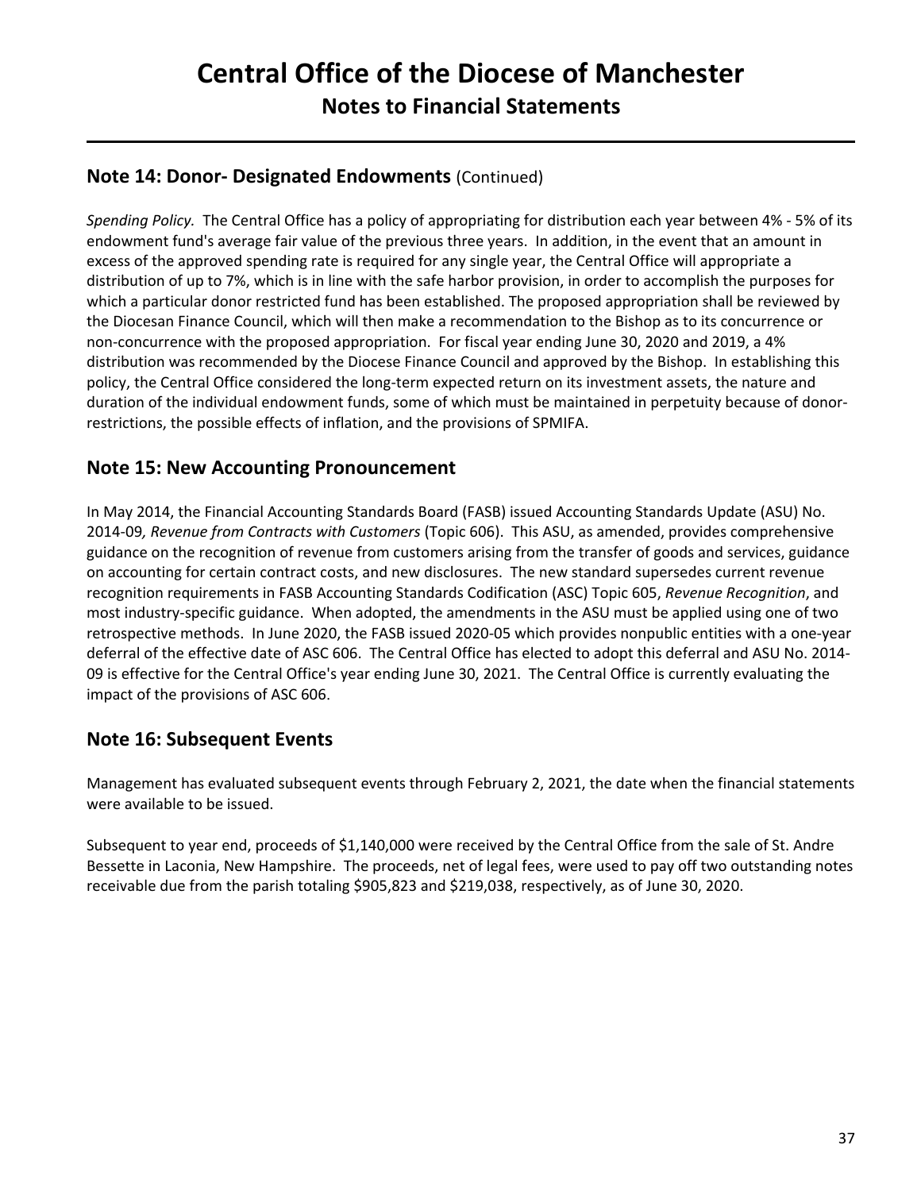# Central Office of the Diocese of Manchester

## Notes to Financial Statements

## Note 14: Donor- Designated Endowments (Continued)

*Spending Policy.* The Central Office has a policy of appropriating for distribution each year between 4% - 5% of its endowment fund's average fair value of the previous three years. In addition, in the event that an amount in excess of the approved spending rate is required for any single year, the Central Office will appropriate a distribution of up to 7%, which is in line with the safe harbor provision, in order to accomplish the purposes for which a particular donor restricted fund has been established. The proposed appropriation shall be reviewed by the Diocesan Finance Council, which will then make a recommendation to the Bishop as to its concurrence or non-concurrence with the proposed appropriation. For fiscal year ending June 30, 2020 and 2019, a 4% distribution was recommended by the Diocese Finance Council and approved by the Bishop. In establishing this policy, the Central Office considered the long-term expected return on its investment assets, the nature and duration of the individual endowment funds, some of which must be maintained in perpetuity because of donor-restrictions, the possible effects of inflation, and the provisions of SPMIFA.

## Note 15: New Accounting Pronouncement

In May 2014, the Financial Accounting Standards Board (FASB) issued Accounting Standards Update (ASU) No. 2014-09*, Revenue from Contracts with Customers* (Topic 606). This ASU, as amended, provides comprehensive guidance on the recognition of revenue from customers arising from the transfer of goods and services, guidance on accounting for certain contract costs, and new disclosures. The new standard supersedes current revenue recognition requirements in FASB Accounting Standards Codification (ASC) Topic 605, *Revenue Recognition*, and most industry-specific guidance. When adopted, the amendments in the ASU must be applied using one of two retrospective methods. In June 2020, the FASB issued 2020-05 which provides nonpublic entities with a one-year deferral of the effective date of ASC 606. The Central Office has elected to adopt this deferral and ASU No. 2014-09 is effective for the Central Office's year ending June 30, 2021. The Central Office is currently evaluating the impact of the provisions of ASC 606.

## Note 16: Subsequent Events

Management has evaluated subsequent events through February 2, 2021, the date when the financial statements were available to be issued.

Subsequent to year end, proceeds of $1,140,000 were received by the Central Office from the sale of St. Andre Bessette in Laconia, New Hampshire. The proceeds, net of legal fees, were used to pay off two outstanding notes receivable due from the parish totaling $905,823 and $219,038, respectively, as of June 30, 2020.